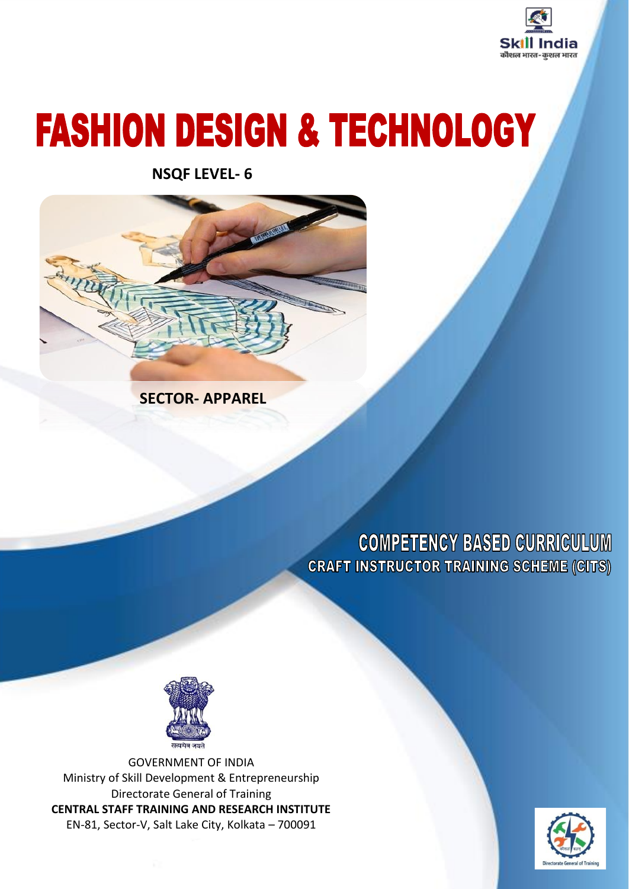Skill India
कौशल भारत-कुशल भारत

# FASHION DESIGN & TECHNOLOGY

**NSQF LEVEL- 6**

**SECTOR- APPAREL**

## COMPETENCY BASED CURRICULUM

### CRAFT INSTRUCTOR TRAINING SCHEME (CITS)

सत्यमेव जयते

GOVERNMENT OF INDIA
Ministry of Skill Development & Entrepreneurship
Directorate General of Training
**CENTRAL STAFF TRAINING AND RESEARCH INSTITUTE**
EN-81, Sector-V, Salt Lake City, Kolkata – 700091

Directorate General of Training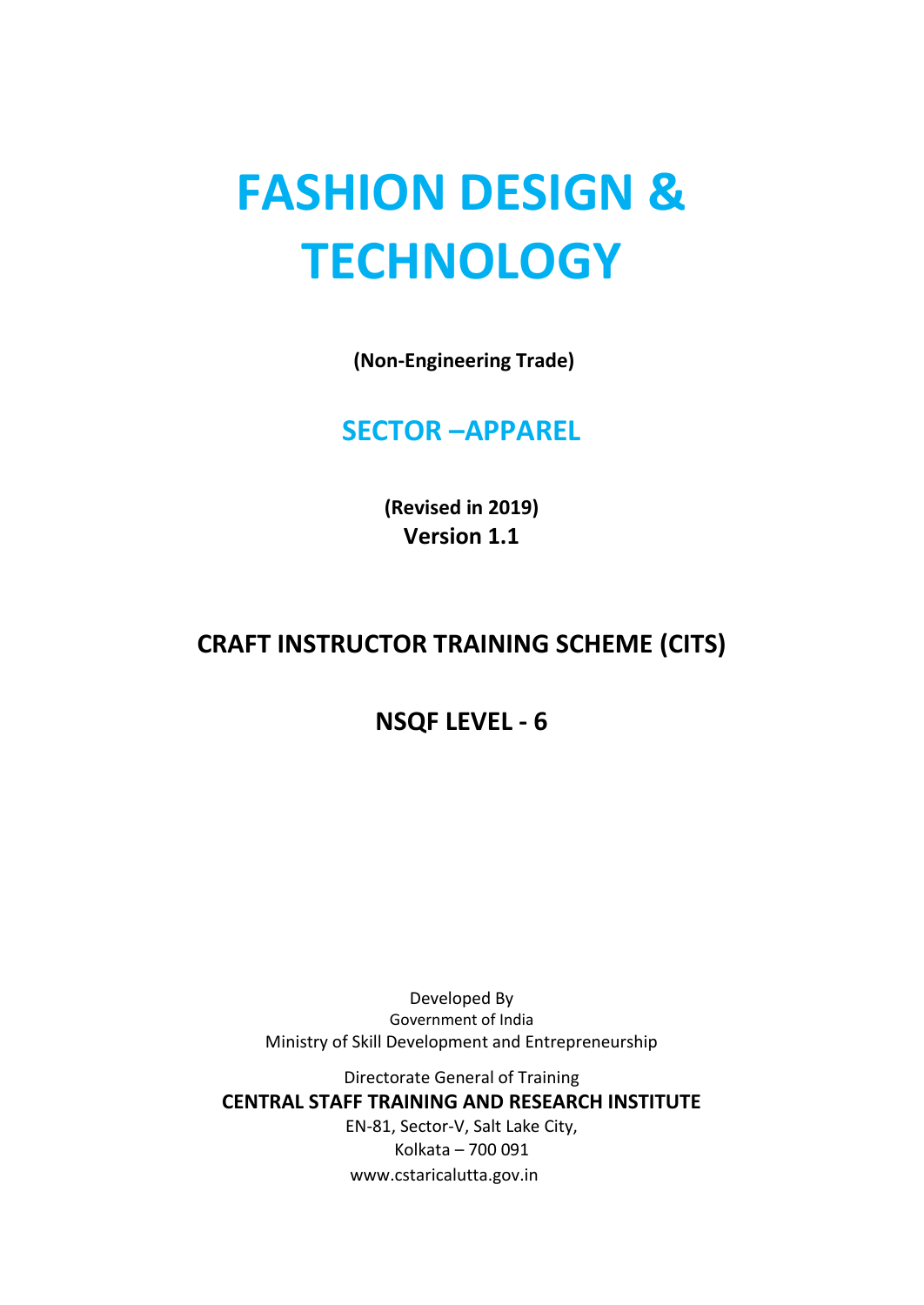# FASHION DESIGN & TECHNOLOGY

**(Non-Engineering Trade)**

## SECTOR –APPAREL

**(Revised in 2019)**
**Version 1.1**

## CRAFT INSTRUCTOR TRAINING SCHEME (CITS)

## NSQF LEVEL - 6

Developed By
Government of India
Ministry of Skill Development and Entrepreneurship

Directorate General of Training
**CENTRAL STAFF TRAINING AND RESEARCH INSTITUTE**
EN-81, Sector-V, Salt Lake City,
Kolkata – 700 091
www.cstaricalutta.gov.in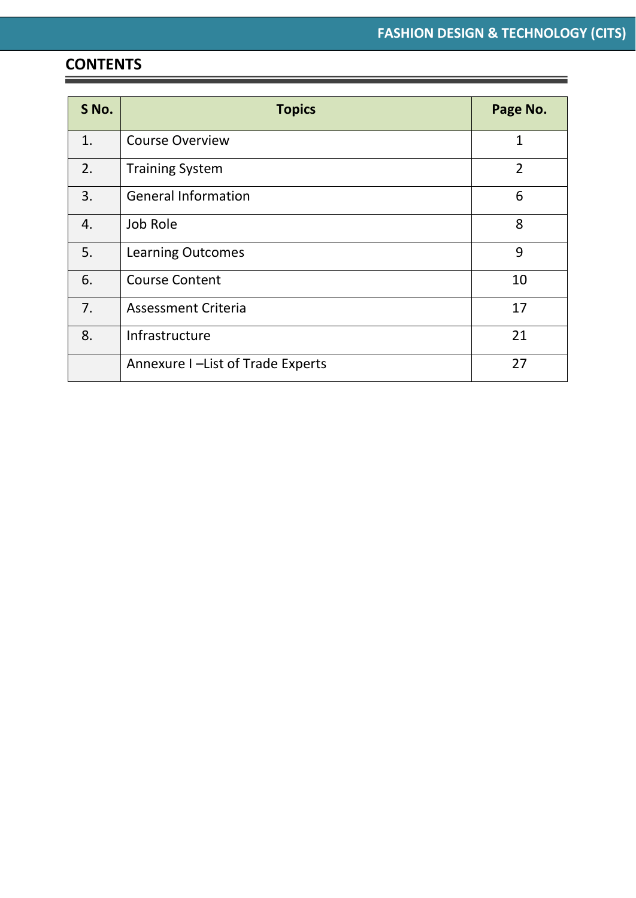## CONTENTS

| S No. | Topics | Page No. |
|---|---|---|
| 1. | Course Overview | 1 |
| 2. | Training System | 2 |
| 3. | General Information | 6 |
| 4. | Job Role | 8 |
| 5. | Learning Outcomes | 9 |
| 6. | Course Content | 10 |
| 7. | Assessment Criteria | 17 |
| 8. | Infrastructure | 21 |
| | Annexure I –List of Trade Experts | 27 |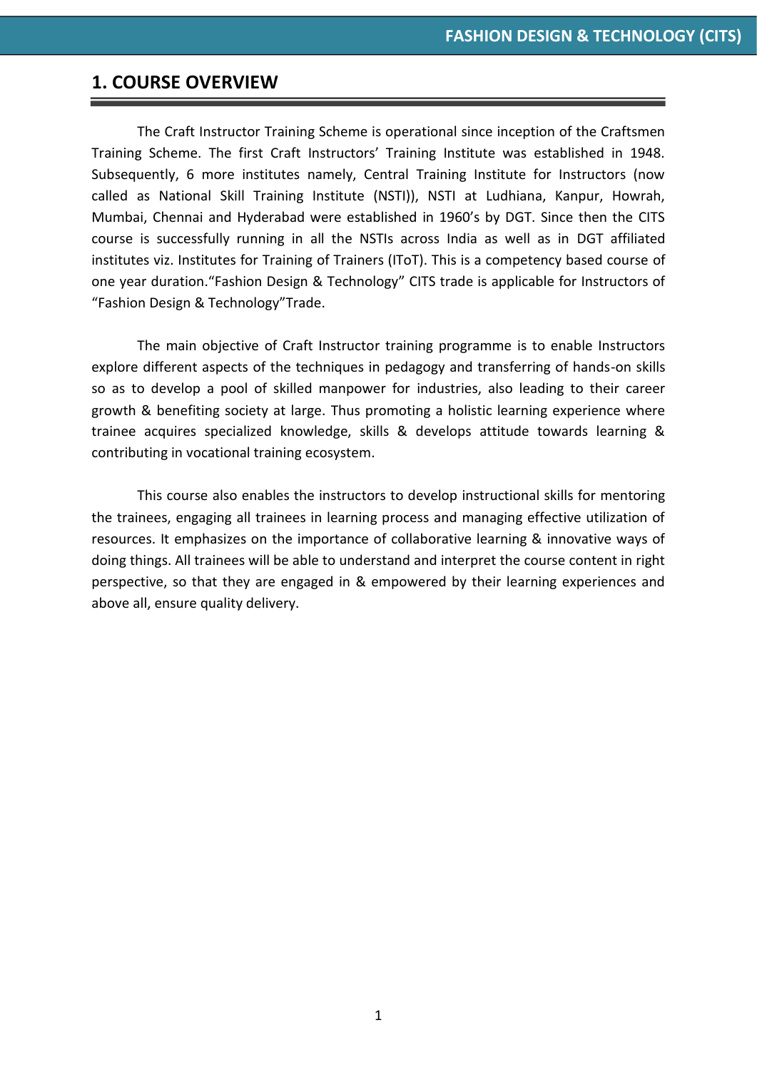## 1. COURSE OVERVIEW

The Craft Instructor Training Scheme is operational since inception of the Craftsmen Training Scheme. The first Craft Instructors' Training Institute was established in 1948. Subsequently, 6 more institutes namely, Central Training Institute for Instructors (now called as National Skill Training Institute (NSTI)), NSTI at Ludhiana, Kanpur, Howrah, Mumbai, Chennai and Hyderabad were established in 1960's by DGT. Since then the CITS course is successfully running in all the NSTIs across India as well as in DGT affiliated institutes viz. Institutes for Training of Trainers (IToT). This is a competency based course of one year duration."Fashion Design & Technology" CITS trade is applicable for Instructors of "Fashion Design & Technology"Trade.

The main objective of Craft Instructor training programme is to enable Instructors explore different aspects of the techniques in pedagogy and transferring of hands-on skills so as to develop a pool of skilled manpower for industries, also leading to their career growth & benefiting society at large. Thus promoting a holistic learning experience where trainee acquires specialized knowledge, skills & develops attitude towards learning & contributing in vocational training ecosystem.

This course also enables the instructors to develop instructional skills for mentoring the trainees, engaging all trainees in learning process and managing effective utilization of resources. It emphasizes on the importance of collaborative learning & innovative ways of doing things. All trainees will be able to understand and interpret the course content in right perspective, so that they are engaged in & empowered by their learning experiences and above all, ensure quality delivery.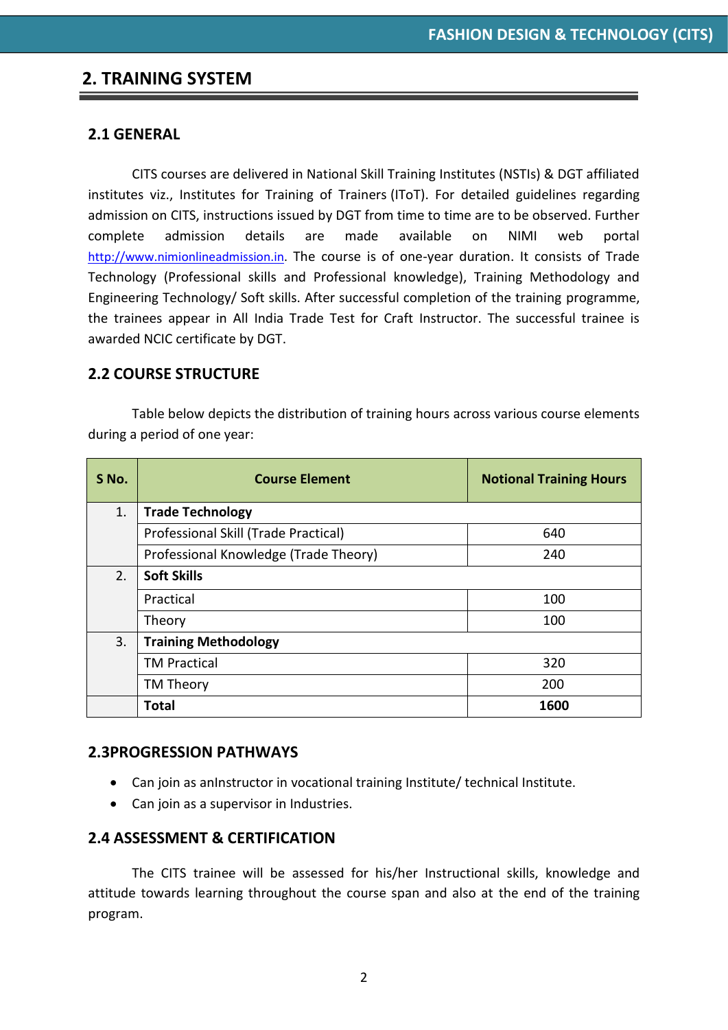# 2. TRAINING SYSTEM

## 2.1 GENERAL

CITS courses are delivered in National Skill Training Institutes (NSTIs) & DGT affiliated institutes viz., Institutes for Training of Trainers (IToT). For detailed guidelines regarding admission on CITS, instructions issued by DGT from time to time are to be observed. Further complete admission details are made available on NIMI web portal http://www.nimionlineadmission.in. The course is of one-year duration. It consists of Trade Technology (Professional skills and Professional knowledge), Training Methodology and Engineering Technology/ Soft skills. After successful completion of the training programme, the trainees appear in All India Trade Test for Craft Instructor. The successful trainee is awarded NCIC certificate by DGT.

## 2.2 COURSE STRUCTURE

Table below depicts the distribution of training hours across various course elements during a period of one year:

| S No. | Course Element | Notional Training Hours |
|---|---|---|
| 1. | **Trade Technology** | |
| | Professional Skill (Trade Practical) | 640 |
| | Professional Knowledge (Trade Theory) | 240 |
| 2. | **Soft Skills** | |
| | Practical | 100 |
| | Theory | 100 |
| 3. | **Training Methodology** | |
| | TM Practical | 320 |
| | TM Theory | 200 |
| | **Total** | **1600** |

## 2.3PROGRESSION PATHWAYS

- Can join as anInstructor in vocational training Institute/ technical Institute.
- Can join as a supervisor in Industries.

## 2.4 ASSESSMENT & CERTIFICATION

The CITS trainee will be assessed for his/her Instructional skills, knowledge and attitude towards learning throughout the course span and also at the end of the training program.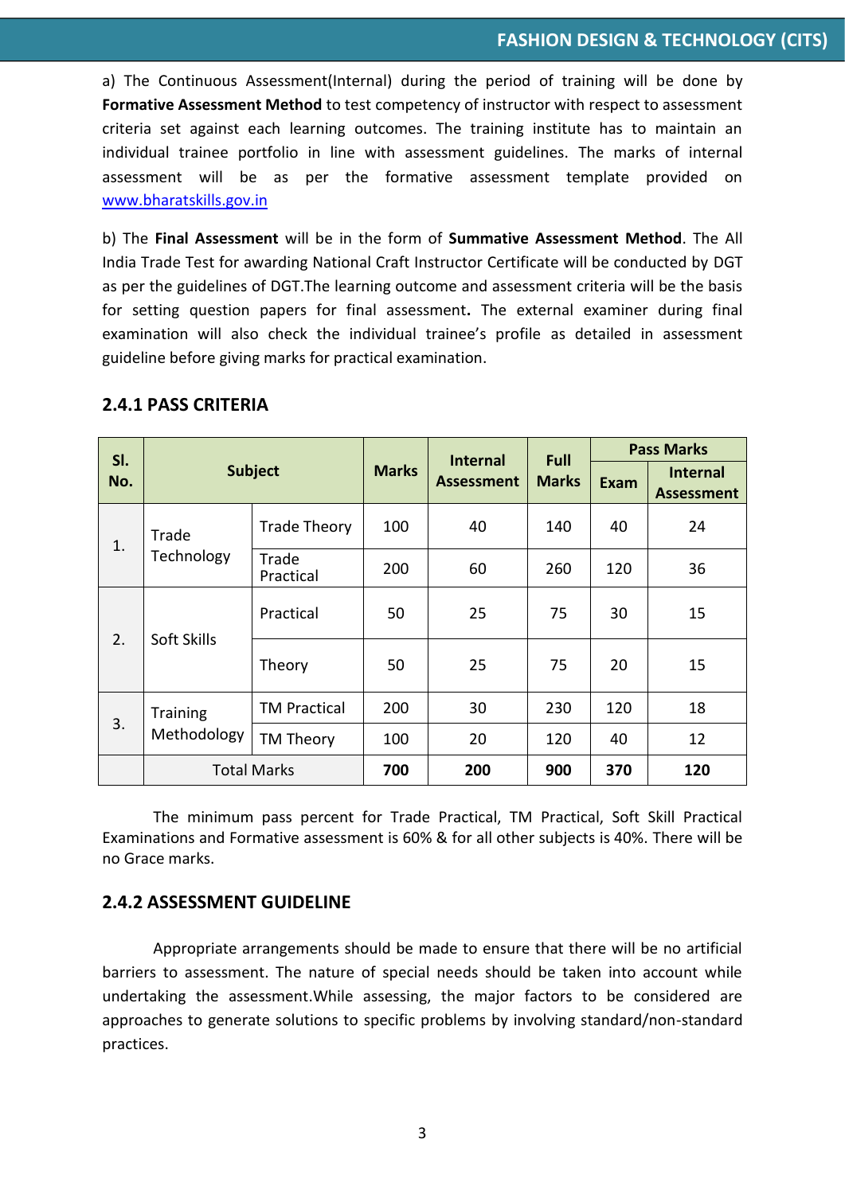a) The Continuous Assessment(Internal) during the period of training will be done by **Formative Assessment Method** to test competency of instructor with respect to assessment criteria set against each learning outcomes. The training institute has to maintain an individual trainee portfolio in line with assessment guidelines. The marks of internal assessment will be as per the formative assessment template provided on [www.bharatskills.gov.in](www.bharatskills.gov.in)

b) The **Final Assessment** will be in the form of **Summative Assessment Method**. The All India Trade Test for awarding National Craft Instructor Certificate will be conducted by DGT as per the guidelines of DGT.The learning outcome and assessment criteria will be the basis for setting question papers for final assessment**.** The external examiner during final examination will also check the individual trainee's profile as detailed in assessment guideline before giving marks for practical examination.

### 2.4.1 PASS CRITERIA

| Sl. No. | Subject | | Marks | Internal Assessment | Full Marks | Pass Marks | |
|---|---|---|---|---|---|---|---|
| | | | | | | Exam | Internal Assessment |
| 1. | Trade Technology | Trade Theory | 100 | 40 | 140 | 40 | 24 |
| | | Trade Practical | 200 | 60 | 260 | 120 | 36 |
| 2. | Soft Skills | Practical | 50 | 25 | 75 | 30 | 15 |
| | | Theory | 50 | 25 | 75 | 20 | 15 |
| 3. | Training Methodology | TM Practical | 200 | 30 | 230 | 120 | 18 |
| | | TM Theory | 100 | 20 | 120 | 40 | 12 |
| | Total Marks | | **700** | **200** | **900** | **370** | **120** |

The minimum pass percent for Trade Practical, TM Practical, Soft Skill Practical Examinations and Formative assessment is 60% & for all other subjects is 40%. There will be no Grace marks.

### 2.4.2 ASSESSMENT GUIDELINE

Appropriate arrangements should be made to ensure that there will be no artificial barriers to assessment. The nature of special needs should be taken into account while undertaking the assessment.While assessing, the major factors to be considered are approaches to generate solutions to specific problems by involving standard/non-standard practices.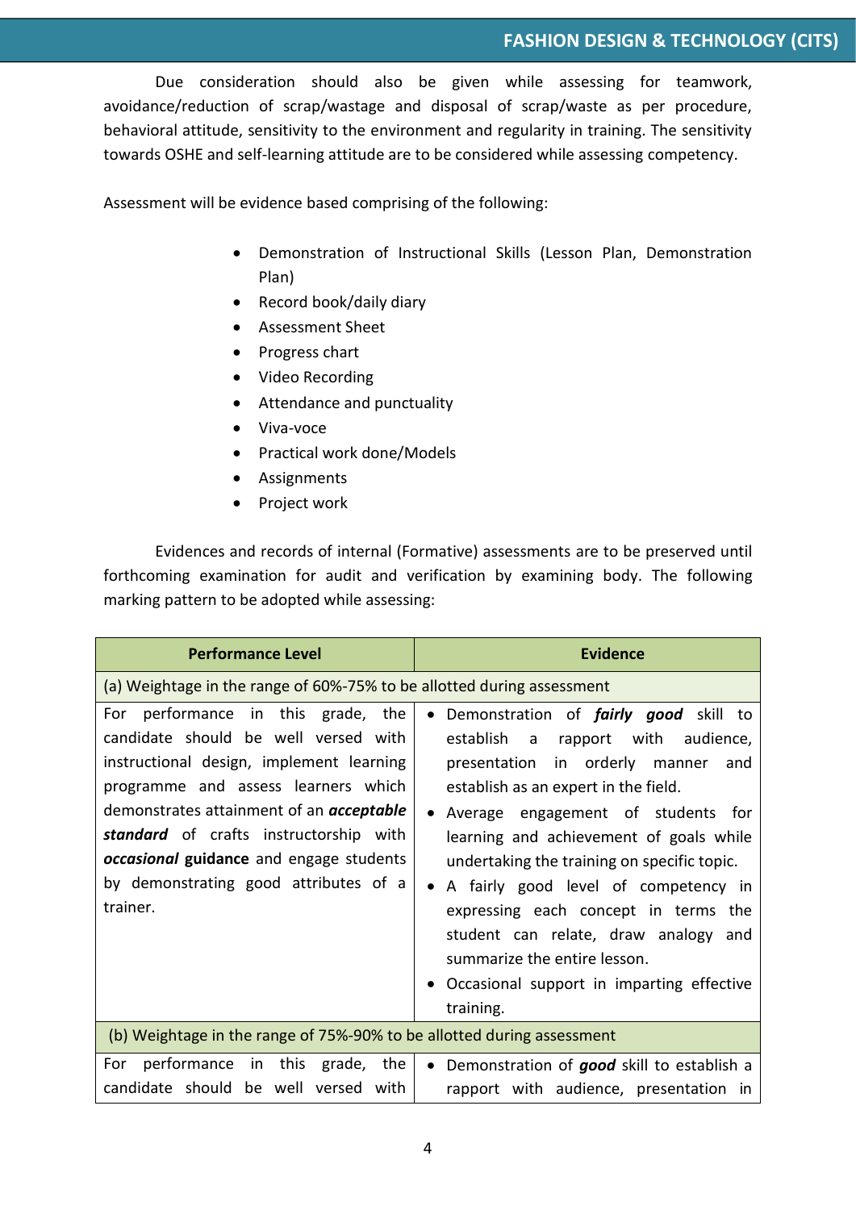Due consideration should also be given while assessing for teamwork, avoidance/reduction of scrap/wastage and disposal of scrap/waste as per procedure, behavioral attitude, sensitivity to the environment and regularity in training. The sensitivity towards OSHE and self-learning attitude are to be considered while assessing competency.

Assessment will be evidence based comprising of the following:

- Demonstration of Instructional Skills (Lesson Plan, Demonstration Plan)
- Record book/daily diary
- Assessment Sheet
- Progress chart
- Video Recording
- Attendance and punctuality
- Viva-voce
- Practical work done/Models
- Assignments
- Project work

Evidences and records of internal (Formative) assessments are to be preserved until forthcoming examination for audit and verification by examining body. The following marking pattern to be adopted while assessing:

| Performance Level | Evidence |
|---|---|
| (a) Weightage in the range of 60%-75% to be allotted during assessment | |
| For performance in this grade, the candidate should be well versed with instructional design, implement learning programme and assess learners which demonstrates attainment of an ***acceptable standard*** of crafts instructorship with ***occasional* guidance** and engage students by demonstrating good attributes of a trainer. | • Demonstration of ***fairly good*** skill to establish a rapport with audience, presentation in orderly manner and establish as an expert in the field.<br>• Average engagement of students for learning and achievement of goals while undertaking the training on specific topic.<br>• A fairly good level of competency in expressing each concept in terms the student can relate, draw analogy and summarize the entire lesson.<br>• Occasional support in imparting effective training. |
| (b) Weightage in the range of 75%-90% to be allotted during assessment | |
| For performance in this grade, the candidate should be well versed with | • Demonstration of ***good*** skill to establish a rapport with audience, presentation in |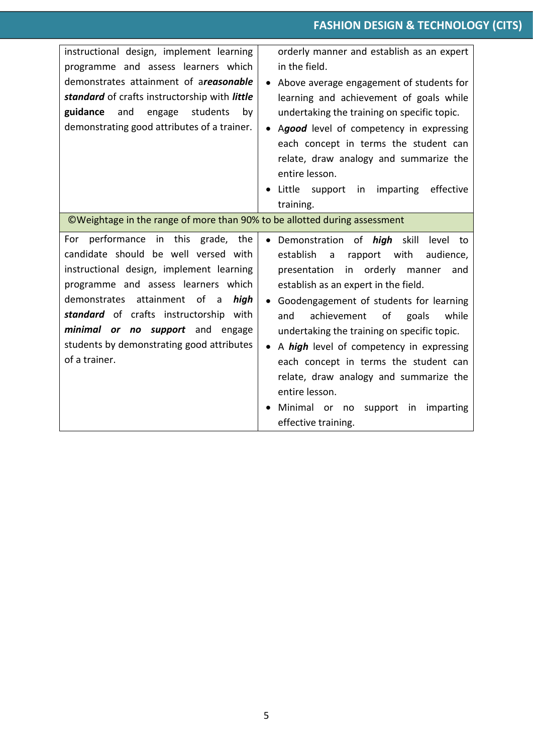| | |
|---|---|
| instructional design, implement learning programme and assess learners which demonstrates attainment of a***reasonable standard*** of crafts instructorship with ***little*** **guidance** and engage students by demonstrating good attributes of a trainer. | orderly manner and establish as an expert in the field. <br>• Above average engagement of students for learning and achievement of goals while undertaking the training on specific topic. <br>• A***good*** level of competency in expressing each concept in terms the student can relate, draw analogy and summarize the entire lesson. <br>• Little support in imparting effective training. |
| ©Weightage in the range of more than 90% to be allotted during assessment | |
| For performance in this grade, the candidate should be well versed with instructional design, implement learning programme and assess learners which demonstrates attainment of a ***high standard*** of crafts instructorship with ***minimal or no support*** and engage students by demonstrating good attributes of a trainer. | • Demonstration of ***high*** skill level to establish a rapport with audience, presentation in orderly manner and establish as an expert in the field. <br>• Goodengagement of students for learning and achievement of goals while undertaking the training on specific topic. <br>• A ***high*** level of competency in expressing each concept in terms the student can relate, draw analogy and summarize the entire lesson. <br>• Minimal or no support in imparting effective training. |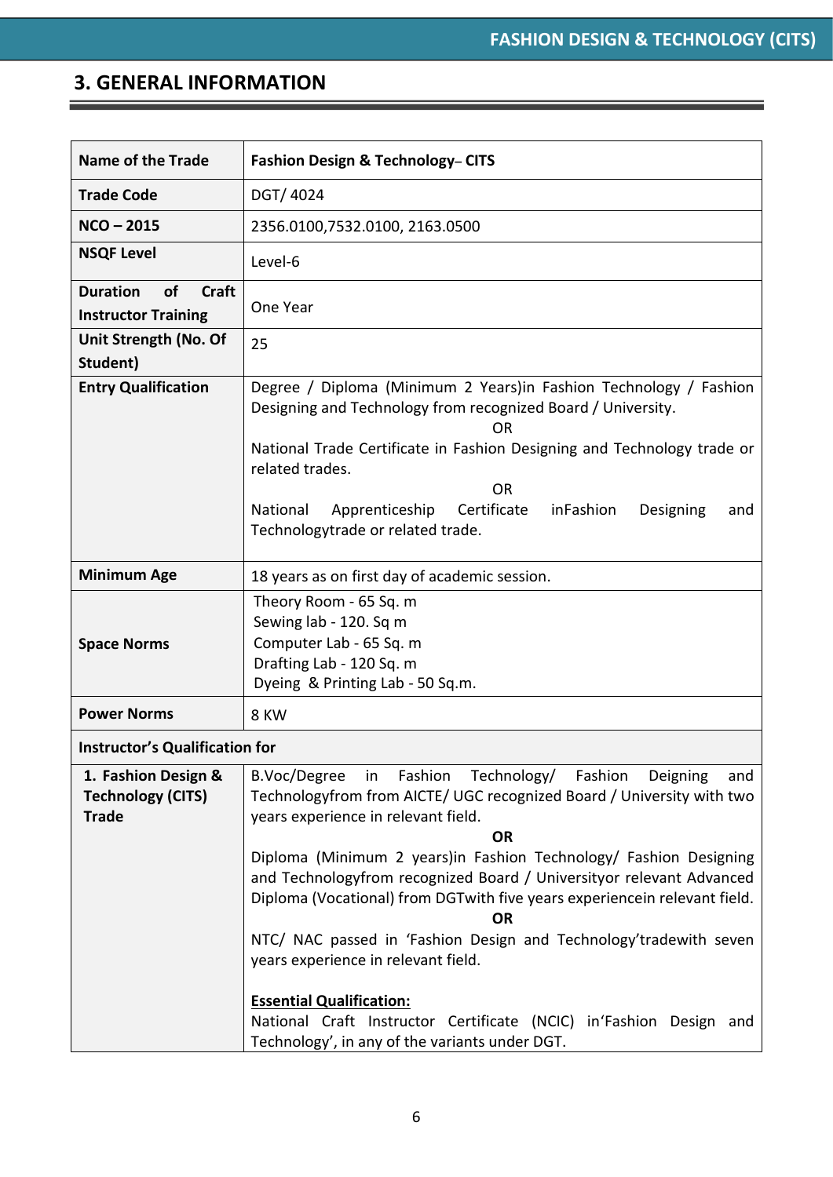## 3. GENERAL INFORMATION

| Name of the Trade | Fashion Design & Technology– CITS |
|---|---|
| Trade Code | DGT/ 4024 |
| NCO – 2015 | 2356.0100,7532.0100, 2163.0500 |
| NSQF Level | Level-6 |
| Duration of Craft Instructor Training | One Year |
| Unit Strength (No. Of Student) | 25 |
| Entry Qualification | Degree / Diploma (Minimum 2 Years)in Fashion Technology / Fashion Designing and Technology from recognized Board / University.<br>OR<br>National Trade Certificate in Fashion Designing and Technology trade or related trades.<br>OR<br>National Apprenticeship Certificate inFashion Designing and Technologytrade or related trade. |
| Minimum Age | 18 years as on first day of academic session. |
| Space Norms | Theory Room - 65 Sq. m<br>Sewing lab - 120. Sq m<br>Computer Lab - 65 Sq. m<br>Drafting Lab - 120 Sq. m<br>Dyeing & Printing Lab - 50 Sq.m. |
| Power Norms | 8 KW |
| **Instructor's Qualification for** | |
| 1. Fashion Design & Technology (CITS) Trade | B.Voc/Degree in Fashion Technology/ Fashion Deigning and Technologyfrom from AICTE/ UGC recognized Board / University with two years experience in relevant field.<br>**OR**<br>Diploma (Minimum 2 years)in Fashion Technology/ Fashion Designing and Technologyfrom recognized Board / Universityor relevant Advanced Diploma (Vocational) from DGTwith five years experiencein relevant field.<br>**OR**<br>NTC/ NAC passed in 'Fashion Design and Technology'tradewith seven years experience in relevant field.<br><br>**Essential Qualification:**<br>National Craft Instructor Certificate (NCIC) in'Fashion Design and Technology', in any of the variants under DGT. |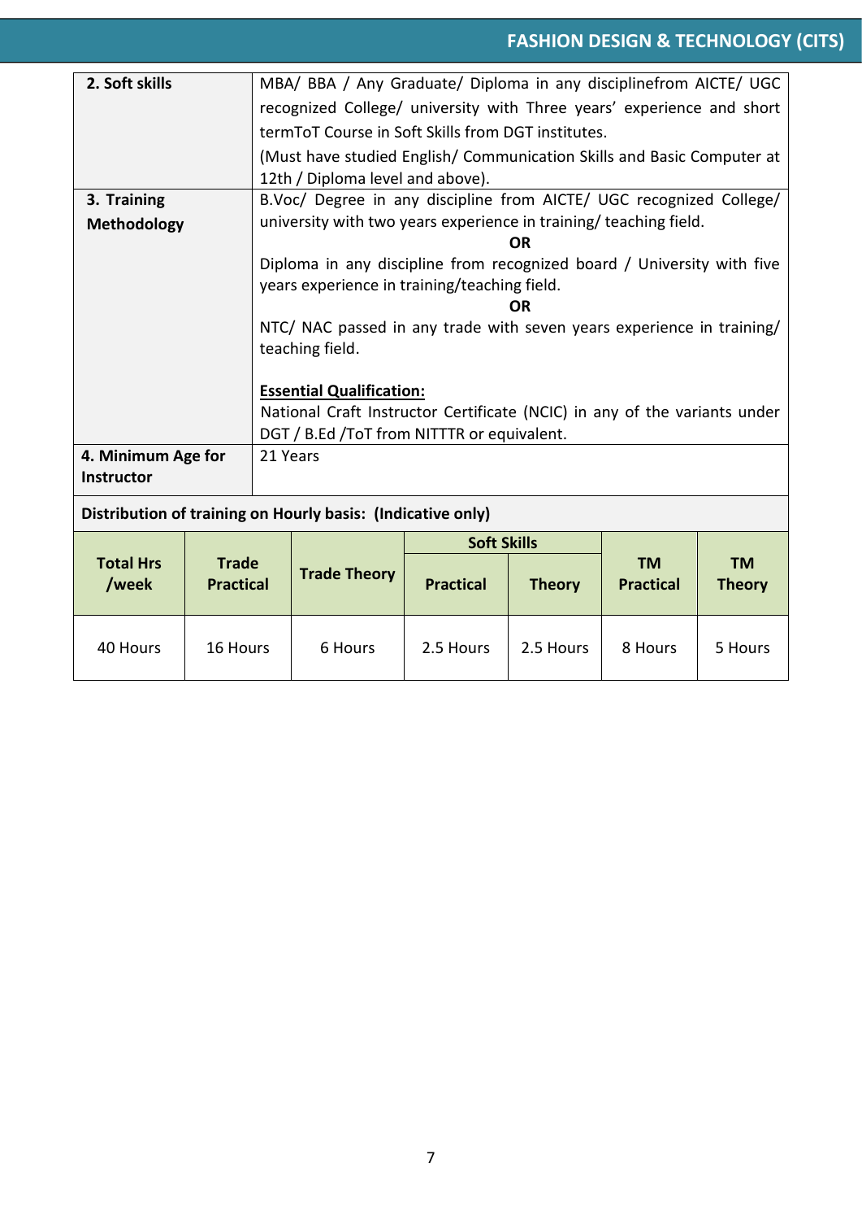| | |
|---|---|
| **2. Soft skills** | MBA/ BBA / Any Graduate/ Diploma in any disciplinefrom AICTE/ UGC recognized College/ university with Three years' experience and short termToT Course in Soft Skills from DGT institutes.<br>(Must have studied English/ Communication Skills and Basic Computer at 12th / Diploma level and above). |
| **3. Training Methodology** | B.Voc/ Degree in any discipline from AICTE/ UGC recognized College/ university with two years experience in training/ teaching field.<br>**OR**<br>Diploma in any discipline from recognized board / University with five years experience in training/teaching field.<br>**OR**<br>NTC/ NAC passed in any trade with seven years experience in training/ teaching field.<br><br>**Essential Qualification:**<br>National Craft Instructor Certificate (NCIC) in any of the variants under DGT / B.Ed /ToT from NITTTR or equivalent. |
| **4. Minimum Age for Instructor** | 21 Years |

**Distribution of training on Hourly basis: (Indicative only)**

| Total Hrs /week | Trade Practical | Trade Theory | Soft Skills | | TM Practical | TM Theory |
|---|---|---|---|---|---|---|
| | | | Practical | Theory | | |
| 40 Hours | 16 Hours | 6 Hours | 2.5 Hours | 2.5 Hours | 8 Hours | 5 Hours |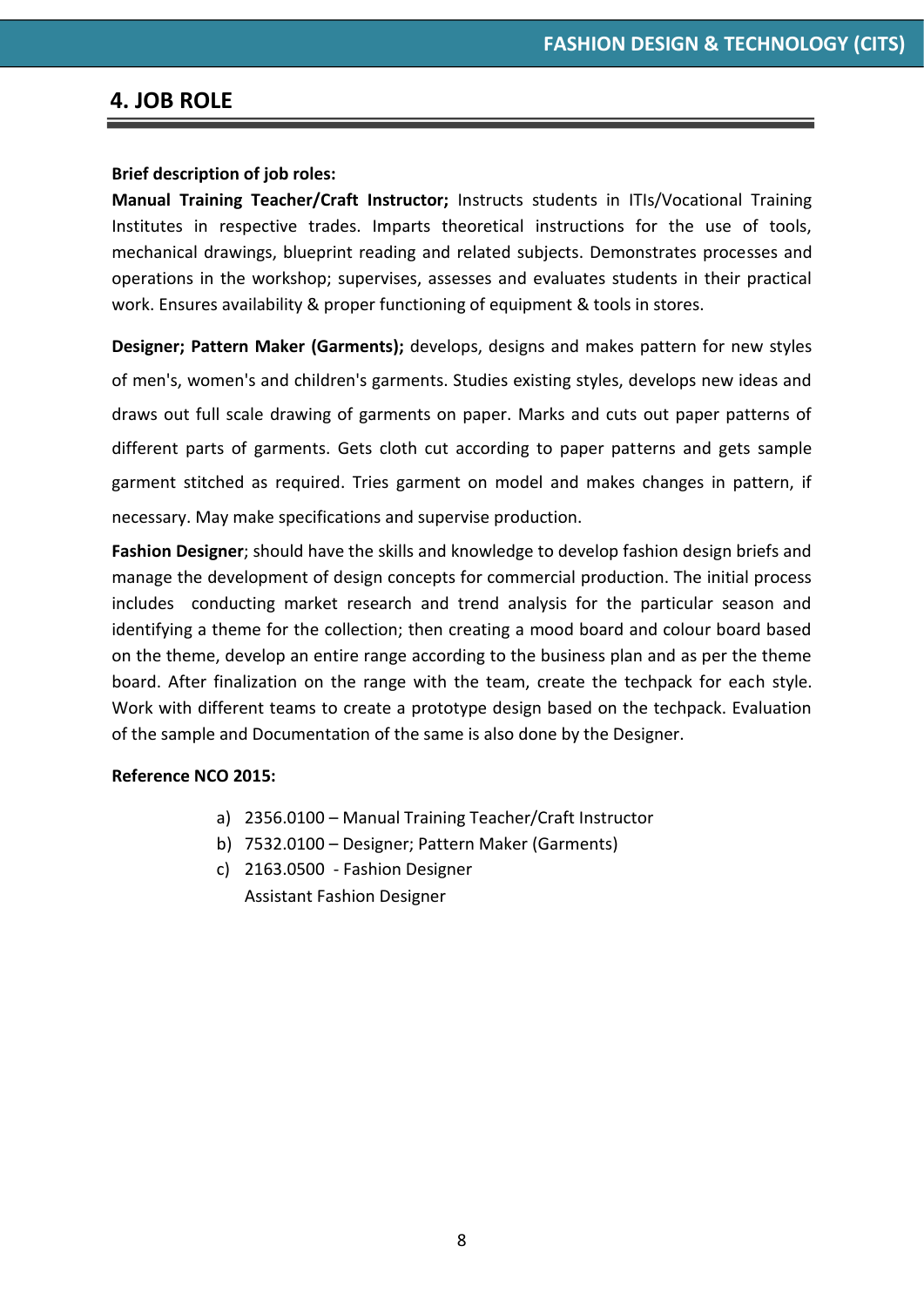## 4. JOB ROLE

**Brief description of job roles:**

**Manual Training Teacher/Craft Instructor;** Instructs students in ITIs/Vocational Training Institutes in respective trades. Imparts theoretical instructions for the use of tools, mechanical drawings, blueprint reading and related subjects. Demonstrates processes and operations in the workshop; supervises, assesses and evaluates students in their practical work. Ensures availability & proper functioning of equipment & tools in stores.

**Designer; Pattern Maker (Garments);** develops, designs and makes pattern for new styles of men's, women's and children's garments. Studies existing styles, develops new ideas and draws out full scale drawing of garments on paper. Marks and cuts out paper patterns of different parts of garments. Gets cloth cut according to paper patterns and gets sample garment stitched as required. Tries garment on model and makes changes in pattern, if necessary. May make specifications and supervise production.

**Fashion Designer**; should have the skills and knowledge to develop fashion design briefs and manage the development of design concepts for commercial production. The initial process includes conducting market research and trend analysis for the particular season and identifying a theme for the collection; then creating a mood board and colour board based on the theme, develop an entire range according to the business plan and as per the theme board. After finalization on the range with the team, create the techpack for each style. Work with different teams to create a prototype design based on the techpack. Evaluation of the sample and Documentation of the same is also done by the Designer.

**Reference NCO 2015:**

a) 2356.0100 – Manual Training Teacher/Craft Instructor
b) 7532.0100 – Designer; Pattern Maker (Garments)
c) 2163.0500 - Fashion Designer
   Assistant Fashion Designer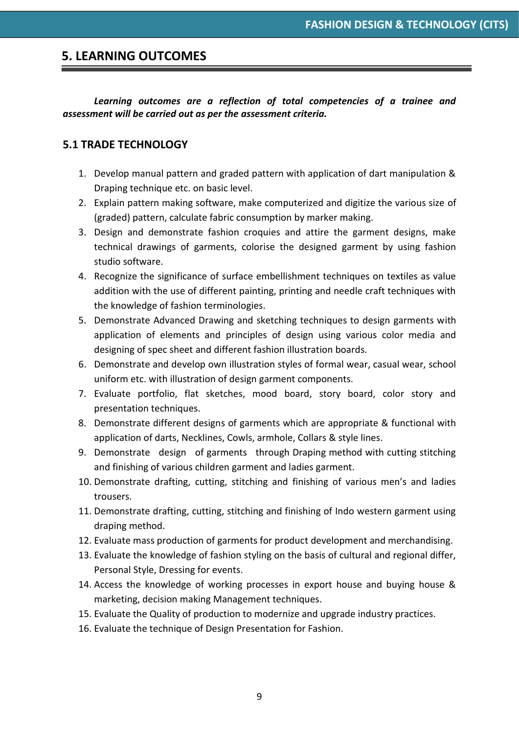## 5. LEARNING OUTCOMES

***Learning outcomes are a reflection of total competencies of a trainee and assessment will be carried out as per the assessment criteria.***

### 5.1 TRADE TECHNOLOGY

1. Develop manual pattern and graded pattern with application of dart manipulation & Draping technique etc. on basic level.
2. Explain pattern making software, make computerized and digitize the various size of (graded) pattern, calculate fabric consumption by marker making.
3. Design and demonstrate fashion croquies and attire the garment designs, make technical drawings of garments, colorise the designed garment by using fashion studio software.
4. Recognize the significance of surface embellishment techniques on textiles as value addition with the use of different painting, printing and needle craft techniques with the knowledge of fashion terminologies.
5. Demonstrate Advanced Drawing and sketching techniques to design garments with application of elements and principles of design using various color media and designing of spec sheet and different fashion illustration boards.
6. Demonstrate and develop own illustration styles of formal wear, casual wear, school uniform etc. with illustration of design garment components.
7. Evaluate portfolio, flat sketches, mood board, story board, color story and presentation techniques.
8. Demonstrate different designs of garments which are appropriate & functional with application of darts, Necklines, Cowls, armhole, Collars & style lines.
9. Demonstrate design of garments through Draping method with cutting stitching and finishing of various children garment and ladies garment.
10. Demonstrate drafting, cutting, stitching and finishing of various men's and ladies trousers.
11. Demonstrate drafting, cutting, stitching and finishing of Indo western garment using draping method.
12. Evaluate mass production of garments for product development and merchandising.
13. Evaluate the knowledge of fashion styling on the basis of cultural and regional differ, Personal Style, Dressing for events.
14. Access the knowledge of working processes in export house and buying house & marketing, decision making Management techniques.
15. Evaluate the Quality of production to modernize and upgrade industry practices.
16. Evaluate the technique of Design Presentation for Fashion.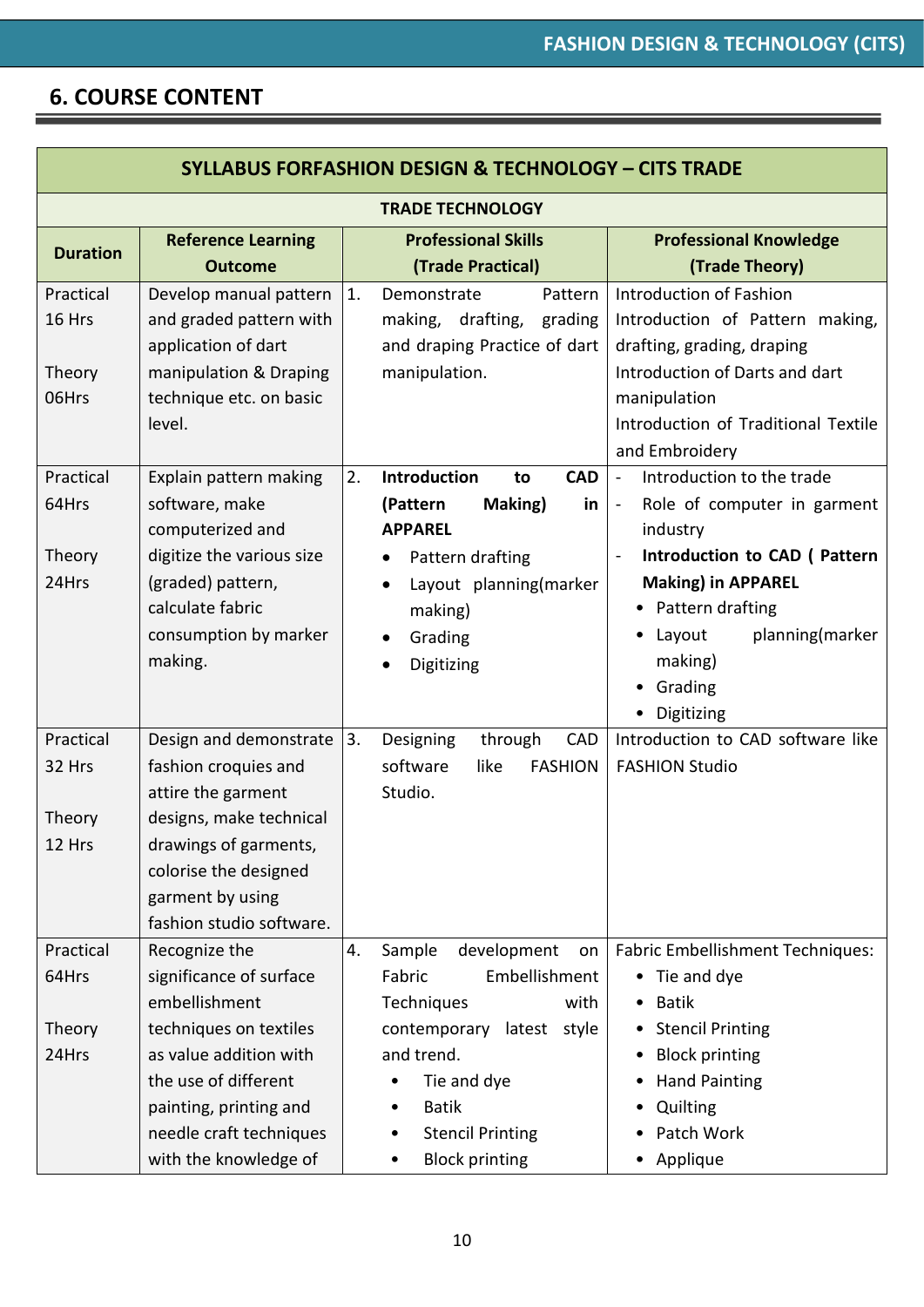## 6. COURSE CONTENT

| SYLLABUS FORFASHION DESIGN & TECHNOLOGY – CITS TRADE | | | |
|---|---|---|---|
| **TRADE TECHNOLOGY** | | | |
| **Duration** | **Reference Learning Outcome** | **Professional Skills (Trade Practical)** | **Professional Knowledge (Trade Theory)** |
| Practical 16 Hrs<br><br>Theory 06Hrs | Develop manual pattern and graded pattern with application of dart manipulation & Draping technique etc. on basic level. | 1. Demonstrate Pattern making, drafting, grading and draping Practice of dart manipulation. | Introduction of Fashion<br>Introduction of Pattern making, drafting, grading, draping<br>Introduction of Darts and dart manipulation<br>Introduction of Traditional Textile and Embroidery |
| Practical 64Hrs<br><br>Theory 24Hrs | Explain pattern making software, make computerized and digitize the various size (graded) pattern, calculate fabric consumption by marker making. | 2. **Introduction to CAD (Pattern Making) in APPAREL**<br>• Pattern drafting<br>• Layout planning(marker making)<br>• Grading<br>• Digitizing | - Introduction to the trade<br>- Role of computer in garment industry<br>- **Introduction to CAD ( Pattern Making) in APPAREL**<br>• Pattern drafting<br>• Layout planning(marker making)<br>• Grading<br>• Digitizing |
| Practical 32 Hrs<br><br>Theory 12 Hrs | Design and demonstrate fashion croquies and attire the garment designs, make technical drawings of garments, colorise the designed garment by using fashion studio software. | 3. Designing through CAD software like FASHION Studio. | Introduction to CAD software like FASHION Studio |
| Practical 64Hrs<br><br>Theory 24Hrs | Recognize the significance of surface embellishment techniques on textiles as value addition with the use of different painting, printing and needle craft techniques with the knowledge of | 4. Sample development on Fabric Embellishment Techniques with contemporary latest style and trend.<br>• Tie and dye<br>• Batik<br>• Stencil Printing<br>• Block printing | Fabric Embellishment Techniques:<br>• Tie and dye<br>• Batik<br>• Stencil Printing<br>• Block printing<br>• Hand Painting<br>• Quilting<br>• Patch Work<br>• Applique |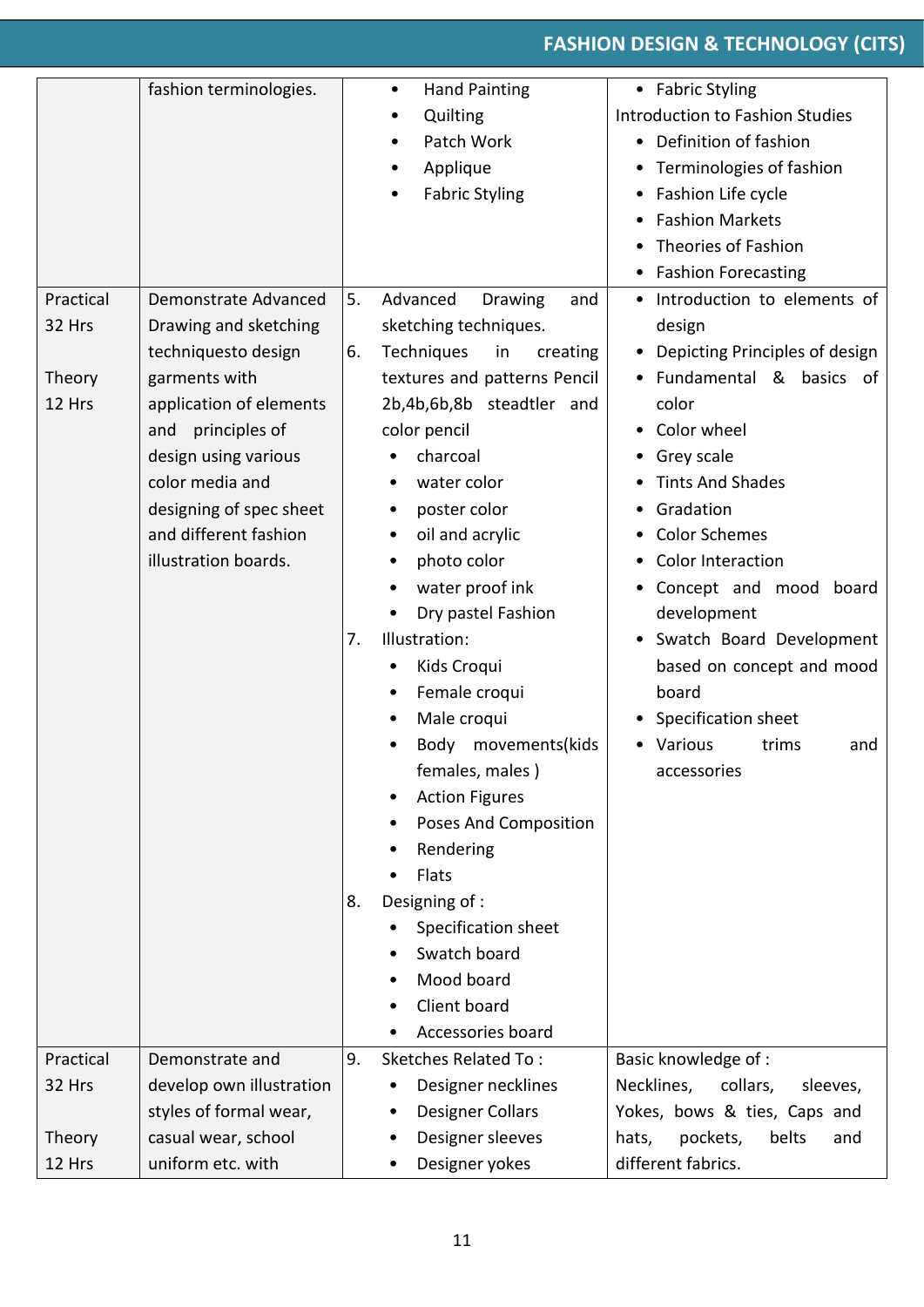| | | | |
|---|---|---|---|
| | fashion terminologies. | • Hand Painting<br>• Quilting<br>• Patch Work<br>• Applique<br>• Fabric Styling | • Fabric Styling<br>Introduction to Fashion Studies<br>• Definition of fashion<br>• Terminologies of fashion<br>• Fashion Life cycle<br>• Fashion Markets<br>• Theories of Fashion<br>• Fashion Forecasting |
| Practical 32 Hrs<br><br>Theory 12 Hrs | Demonstrate Advanced Drawing and sketching techniquesto design garments with application of elements and principles of design using various color media and designing of spec sheet and different fashion illustration boards. | 5. Advanced Drawing and sketching techniques.<br>6. Techniques in creating textures and patterns Pencil 2b,4b,6b,8b steadtler and color pencil<br>• charcoal<br>• water color<br>• poster color<br>• oil and acrylic<br>• photo color<br>• water proof ink<br>• Dry pastel Fashion<br>7. Illustration:<br>• Kids Croqui<br>• Female croqui<br>• Male croqui<br>• Body movements(kids females, males )<br>• Action Figures<br>• Poses And Composition<br>• Rendering<br>• Flats<br>8. Designing of :<br>• Specification sheet<br>• Swatch board<br>• Mood board<br>• Client board<br>• Accessories board | • Introduction to elements of design<br>• Depicting Principles of design<br>• Fundamental & basics of color<br>• Color wheel<br>• Grey scale<br>• Tints And Shades<br>• Gradation<br>• Color Schemes<br>• Color Interaction<br>• Concept and mood board development<br>• Swatch Board Development based on concept and mood board<br>• Specification sheet<br>• Various trims and accessories |
| Practical 32 Hrs<br><br>Theory 12 Hrs | Demonstrate and develop own illustration styles of formal wear, casual wear, school uniform etc. with | 9. Sketches Related To :<br>• Designer necklines<br>• Designer Collars<br>• Designer sleeves<br>• Designer yokes | Basic knowledge of :<br>Necklines, collars, sleeves, Yokes, bows & ties, Caps and hats, pockets, belts and different fabrics. |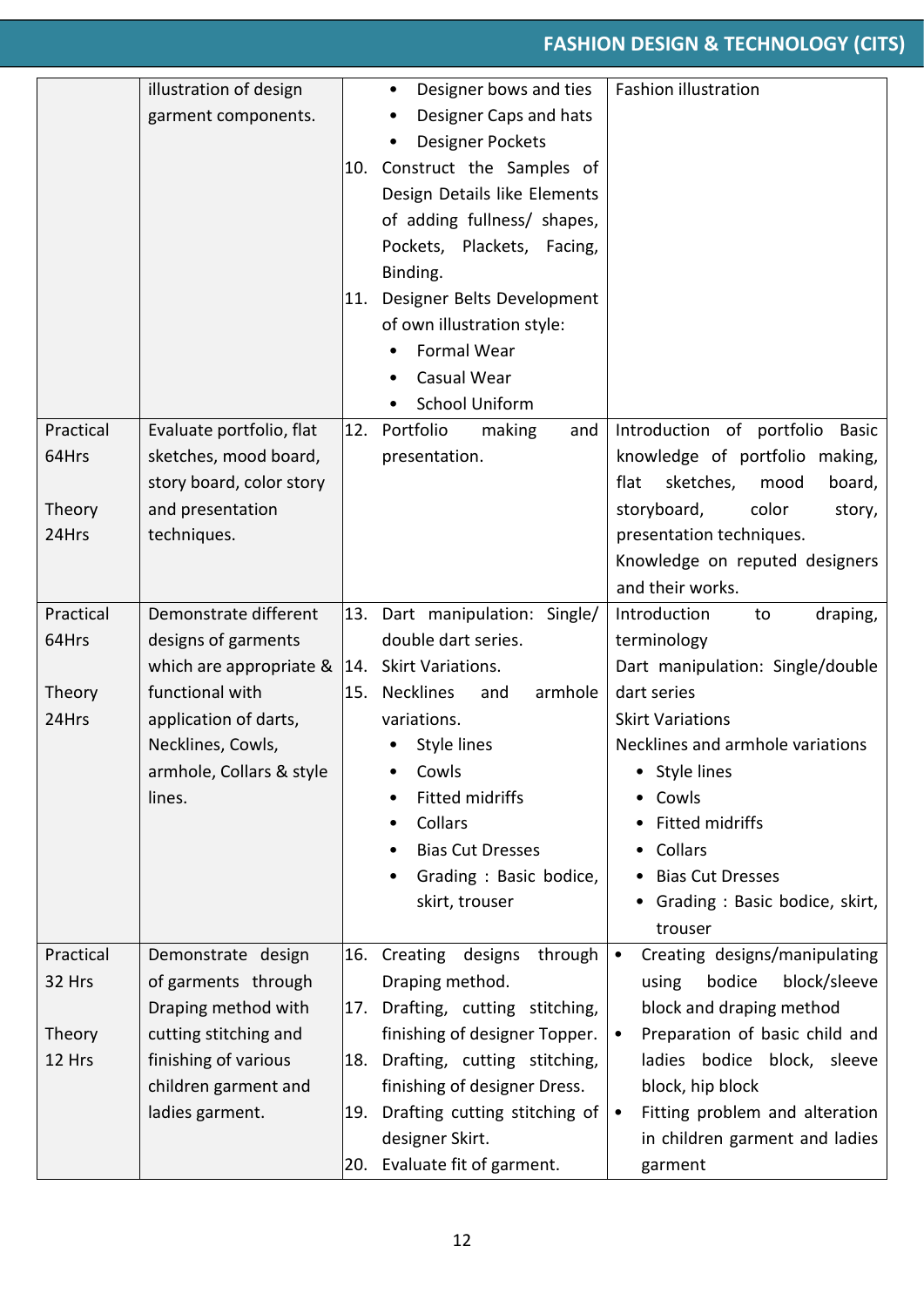| | | | |
|---|---|---|---|
| | illustration of design garment components. | • Designer bows and ties<br>• Designer Caps and hats<br>• Designer Pockets<br>10. Construct the Samples of Design Details like Elements of adding fullness/ shapes, Pockets, Plackets, Facing, Binding.<br>11. Designer Belts Development of own illustration style:<br>• Formal Wear<br>• Casual Wear<br>• School Uniform | Fashion illustration |
| Practical 64Hrs<br><br>Theory 24Hrs | Evaluate portfolio, flat sketches, mood board, story board, color story and presentation techniques. | 12. Portfolio making and presentation. | Introduction of portfolio Basic knowledge of portfolio making, flat sketches, mood board, storyboard, color story, presentation techniques.<br>Knowledge on reputed designers and their works. |
| Practical 64Hrs<br><br>Theory 24Hrs | Demonstrate different designs of garments which are appropriate & functional with application of darts, Necklines, Cowls, armhole, Collars & style lines. | 13. Dart manipulation: Single/ double dart series.<br>14. Skirt Variations.<br>15. Necklines and armhole variations.<br>• Style lines<br>• Cowls<br>• Fitted midriffs<br>• Collars<br>• Bias Cut Dresses<br>• Grading : Basic bodice, skirt, trouser | Introduction to draping, terminology<br>Dart manipulation: Single/double dart series<br>Skirt Variations<br>Necklines and armhole variations<br>• Style lines<br>• Cowls<br>• Fitted midriffs<br>• Collars<br>• Bias Cut Dresses<br>• Grading : Basic bodice, skirt, trouser |
| Practical 32 Hrs<br><br>Theory 12 Hrs | Demonstrate design of garments through Draping method with cutting stitching and finishing of various children garment and ladies garment. | 16. Creating designs through Draping method.<br>17. Drafting, cutting stitching, finishing of designer Topper.<br>18. Drafting, cutting stitching, finishing of designer Dress.<br>19. Drafting cutting stitching of designer Skirt.<br>20. Evaluate fit of garment. | • Creating designs/manipulating using bodice block/sleeve block and draping method<br>• Preparation of basic child and ladies bodice block, sleeve block, hip block<br>• Fitting problem and alteration in children garment and ladies garment |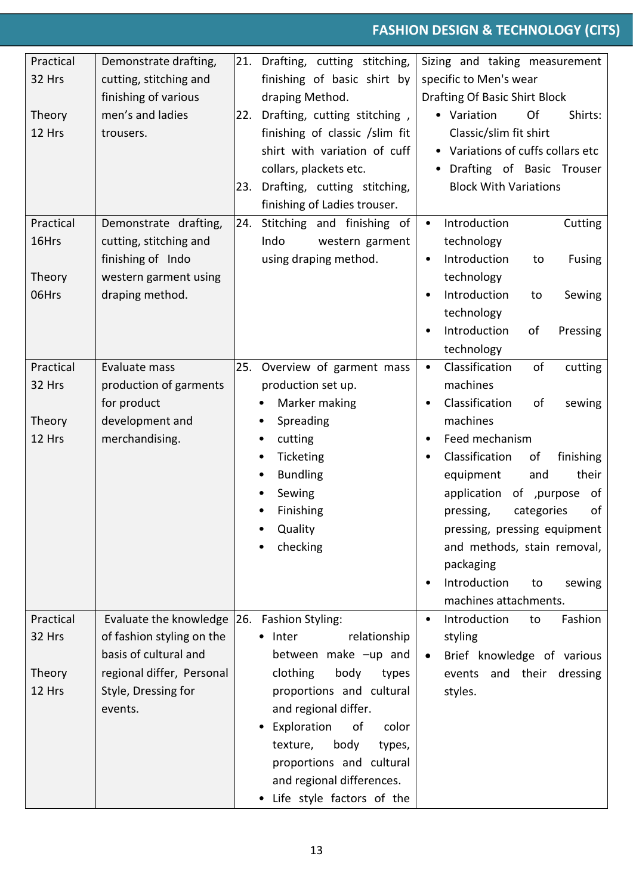| | | | |
|---|---|---|---|
| Practical 32 Hrs<br><br>Theory 12 Hrs | Demonstrate drafting, cutting, stitching and finishing of various men's and ladies trousers. | 21. Drafting, cutting stitching, finishing of basic shirt by draping Method.<br>22. Drafting, cutting stitching , finishing of classic /slim fit shirt with variation of cuff collars, plackets etc.<br>23. Drafting, cutting stitching, finishing of Ladies trouser. | Sizing and taking measurement specific to Men's wear<br>Drafting Of Basic Shirt Block<br>• Variation Of Shirts: Classic/slim fit shirt<br>• Variations of cuffs collars etc<br>• Drafting of Basic Trouser Block With Variations |
| Practical 16Hrs<br><br>Theory 06Hrs | Demonstrate drafting, cutting, stitching and finishing of Indo western garment using draping method. | 24. Stitching and finishing of Indo western garment using draping method. | • Introduction Cutting technology<br>• Introduction to Fusing technology<br>• Introduction to Sewing technology<br>• Introduction of Pressing technology |
| Practical 32 Hrs<br><br>Theory 12 Hrs | Evaluate mass production of garments for product development and merchandising. | 25. Overview of garment mass production set up.<br>• Marker making<br>• Spreading<br>• cutting<br>• Ticketing<br>• Bundling<br>• Sewing<br>• Finishing<br>• Quality<br>• checking | • Classification of cutting machines<br>• Classification of sewing machines<br>• Feed mechanism<br>• Classification of finishing equipment and their application of ,purpose of pressing, categories of pressing, pressing equipment and methods, stain removal, packaging<br>• Introduction to sewing machines attachments. |
| Practical 32 Hrs<br><br>Theory 12 Hrs | Evaluate the knowledge of fashion styling on the basis of cultural and regional differ, Personal Style, Dressing for events. | 26. Fashion Styling:<br>• Inter relationship between make –up and clothing body types proportions and cultural and regional differ.<br>• Exploration of color texture, body types, proportions and cultural and regional differences.<br>• Life style factors of the | • Introduction to Fashion styling<br>• Brief knowledge of various events and their dressing styles. |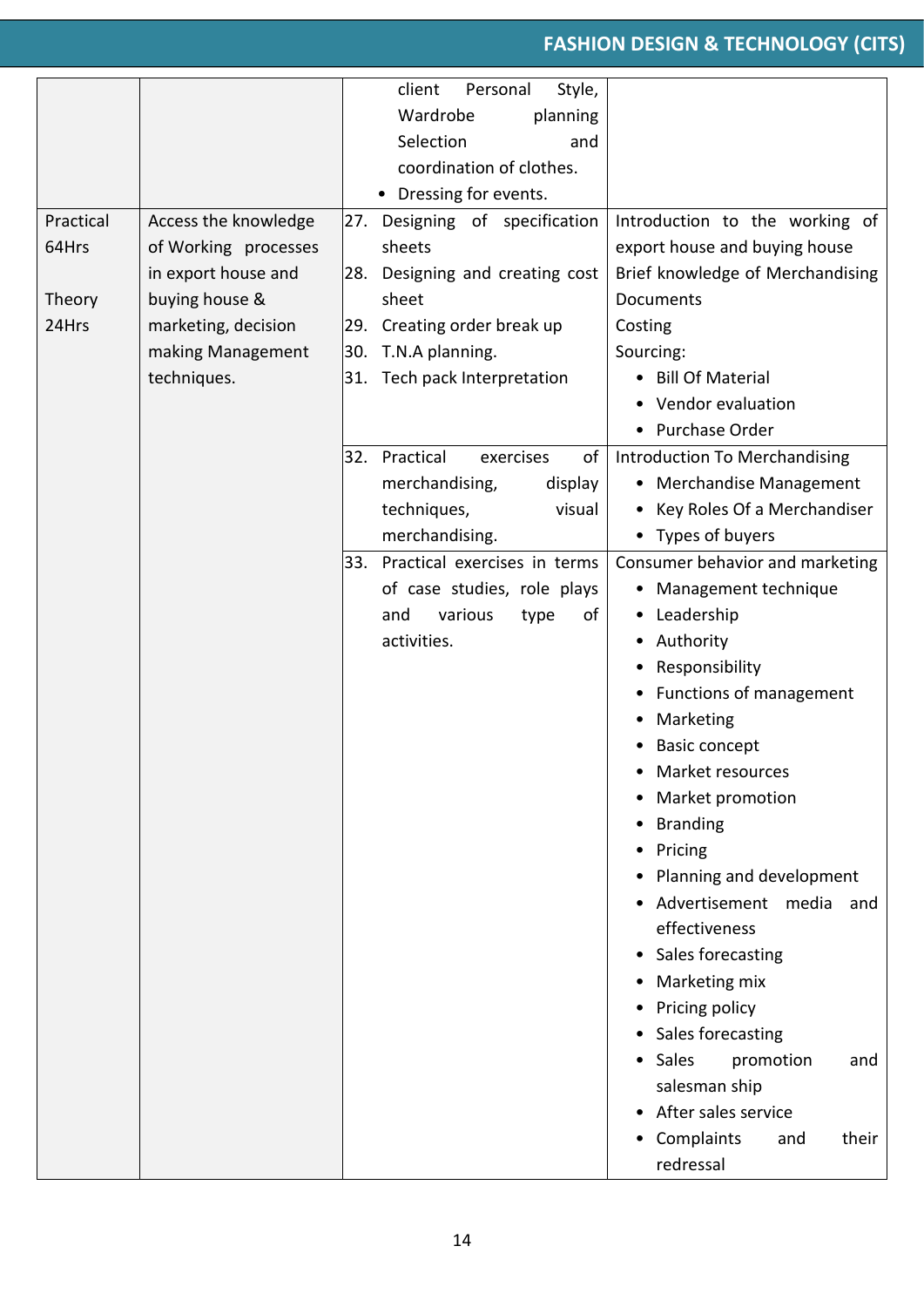| | | | |
|---|---|---|---|
| | | client Personal Style, Wardrobe planning Selection and coordination of clothes.<br>• Dressing for events. | |
| Practical 64Hrs<br><br>Theory 24Hrs | Access the knowledge of Working processes in export house and buying house & marketing, decision making Management techniques. | 27. Designing of specification sheets<br>28. Designing and creating cost sheet<br>29. Creating order break up<br>30. T.N.A planning.<br>31. Tech pack Interpretation | Introduction to the working of export house and buying house<br>Brief knowledge of Merchandising Documents<br>Costing<br>Sourcing:<br>• Bill Of Material<br>• Vendor evaluation<br>• Purchase Order |
| | | 32. Practical exercises of merchandising, display techniques, visual merchandising. | Introduction To Merchandising<br>• Merchandise Management<br>• Key Roles Of a Merchandiser<br>• Types of buyers |
| | | 33. Practical exercises in terms of case studies, role plays and various type of activities. | Consumer behavior and marketing<br>• Management technique<br>• Leadership<br>• Authority<br>• Responsibility<br>• Functions of management<br>• Marketing<br>• Basic concept<br>• Market resources<br>• Market promotion<br>• Branding<br>• Pricing<br>• Planning and development<br>• Advertisement media and effectiveness<br>• Sales forecasting<br>• Marketing mix<br>• Pricing policy<br>• Sales forecasting<br>• Sales promotion and salesman ship<br>• After sales service<br>• Complaints and their redressal |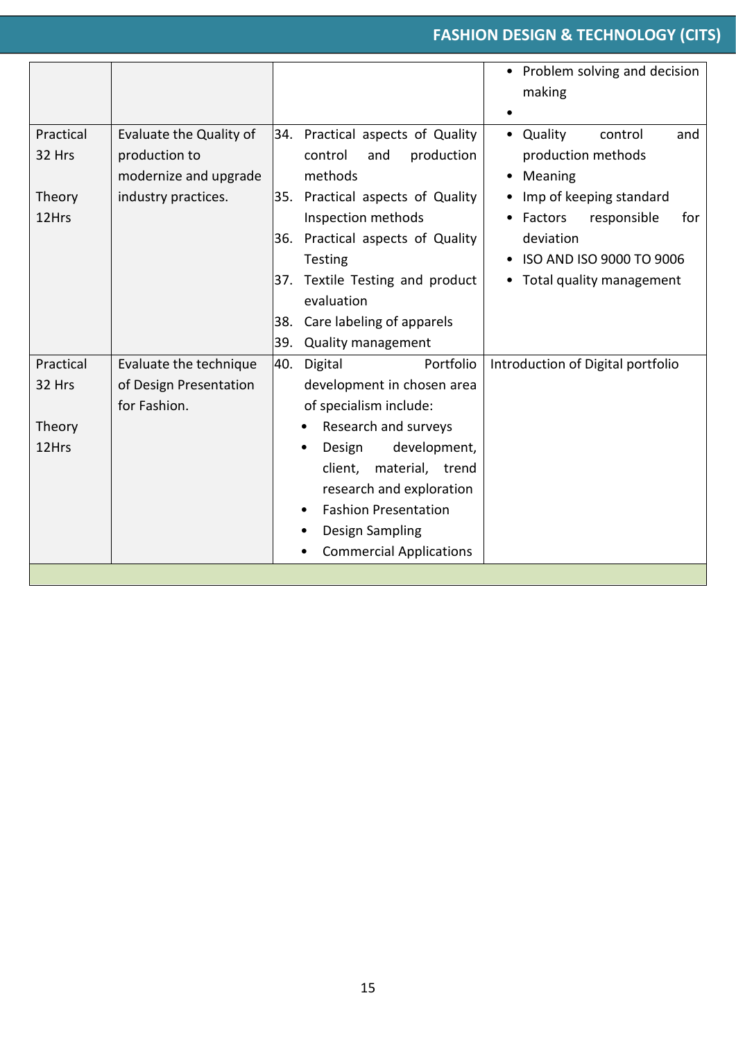| | | | |
|---|---|---|---|
| | | | • Problem solving and decision making<br>• |
| Practical 32 Hrs<br><br>Theory 12Hrs | Evaluate the Quality of production to modernize and upgrade industry practices. | 34. Practical aspects of Quality control and production methods<br>35. Practical aspects of Quality Inspection methods<br>36. Practical aspects of Quality Testing<br>37. Textile Testing and product evaluation<br>38. Care labeling of apparels<br>39. Quality management | • Quality control and production methods<br>• Meaning<br>• Imp of keeping standard<br>• Factors responsible for deviation<br>• ISO AND ISO 9000 TO 9006<br>• Total quality management |
| Practical 32 Hrs<br><br>Theory 12Hrs | Evaluate the technique of Design Presentation for Fashion. | 40. Digital Portfolio development in chosen area of specialism include:<br>• Research and surveys<br>• Design development, client, material, trend research and exploration<br>• Fashion Presentation<br>• Design Sampling<br>• Commercial Applications | Introduction of Digital portfolio |
| | | | |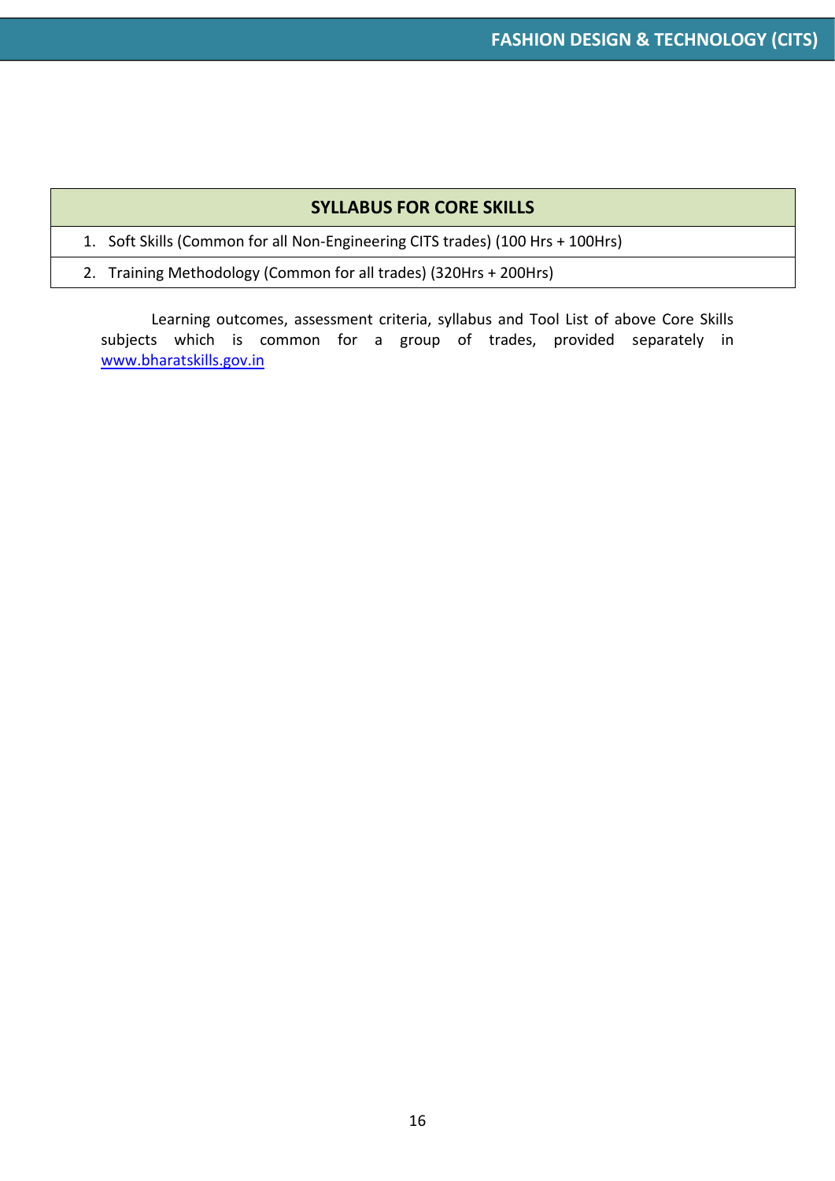| SYLLABUS FOR CORE SKILLS |
|---|
| 1. Soft Skills (Common for all Non-Engineering CITS trades) (100 Hrs + 100Hrs) |
| 2. Training Methodology (Common for all trades) (320Hrs + 200Hrs) |

Learning outcomes, assessment criteria, syllabus and Tool List of above Core Skills subjects which is common for a group of trades, provided separately in www.bharatskills.gov.in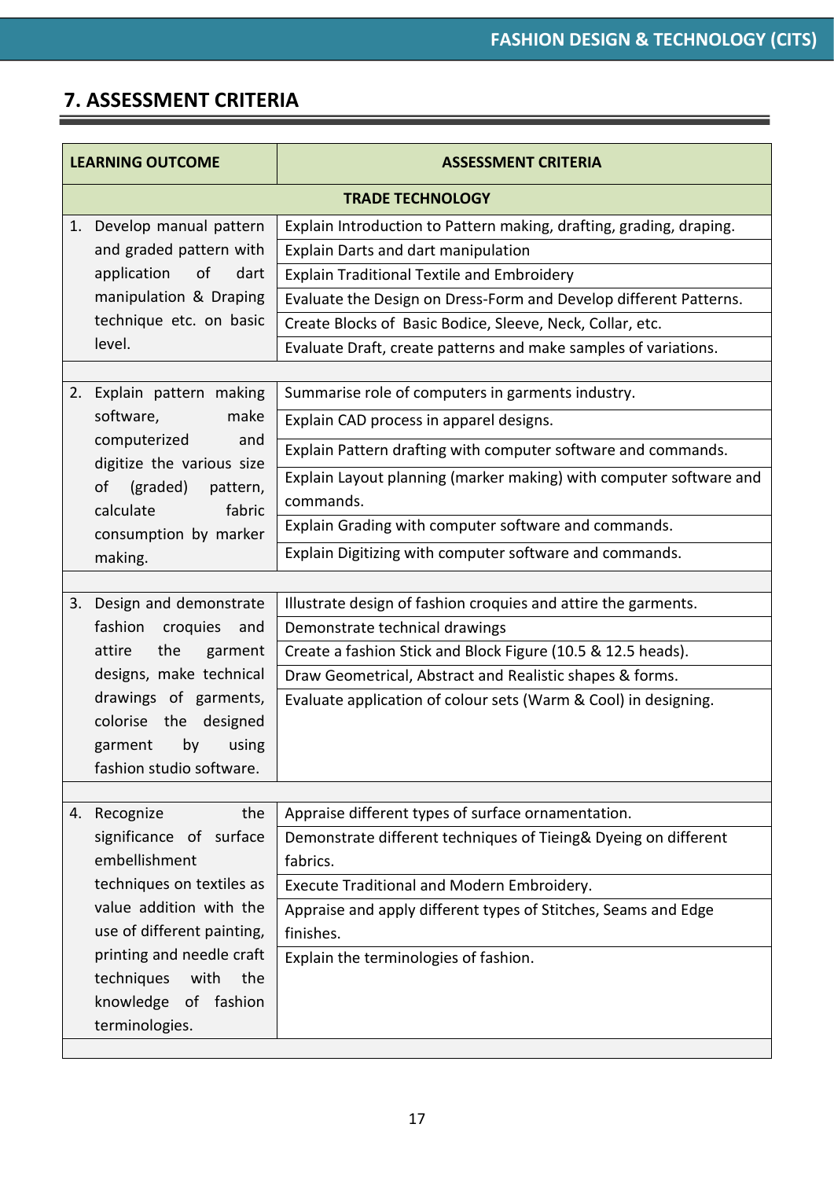## 7. ASSESSMENT CRITERIA

| LEARNING OUTCOME | ASSESSMENT CRITERIA |
|---|---|
| **TRADE TECHNOLOGY** | |
| 1. Develop manual pattern and graded pattern with application of dart manipulation & Draping technique etc. on basic level. | Explain Introduction to Pattern making, drafting, grading, draping. |
| | Explain Darts and dart manipulation |
| | Explain Traditional Textile and Embroidery |
| | Evaluate the Design on Dress-Form and Develop different Patterns. |
| | Create Blocks of Basic Bodice, Sleeve, Neck, Collar, etc. |
| | Evaluate Draft, create patterns and make samples of variations. |
| | |
| 2. Explain pattern making software, make computerized and digitize the various size of (graded) pattern, calculate fabric consumption by marker making. | Summarise role of computers in garments industry. |
| | Explain CAD process in apparel designs. |
| | Explain Pattern drafting with computer software and commands. |
| | Explain Layout planning (marker making) with computer software and commands. |
| | Explain Grading with computer software and commands. |
| | Explain Digitizing with computer software and commands. |
| | |
| 3. Design and demonstrate fashion croquies and attire the garment designs, make technical drawings of garments, colorise the designed garment by using fashion studio software. | Illustrate design of fashion croquies and attire the garments. |
| | Demonstrate technical drawings |
| | Create a fashion Stick and Block Figure (10.5 & 12.5 heads). |
| | Draw Geometrical, Abstract and Realistic shapes & forms. |
| | Evaluate application of colour sets (Warm & Cool) in designing. |
| | |
| 4. Recognize the significance of surface embellishment techniques on textiles as value addition with the use of different painting, printing and needle craft techniques with the knowledge of fashion terminologies. | Appraise different types of surface ornamentation. |
| | Demonstrate different techniques of Tieing& Dyeing on different fabrics. |
| | Execute Traditional and Modern Embroidery. |
| | Appraise and apply different types of Stitches, Seams and Edge finishes. |
| | Explain the terminologies of fashion. |
| | |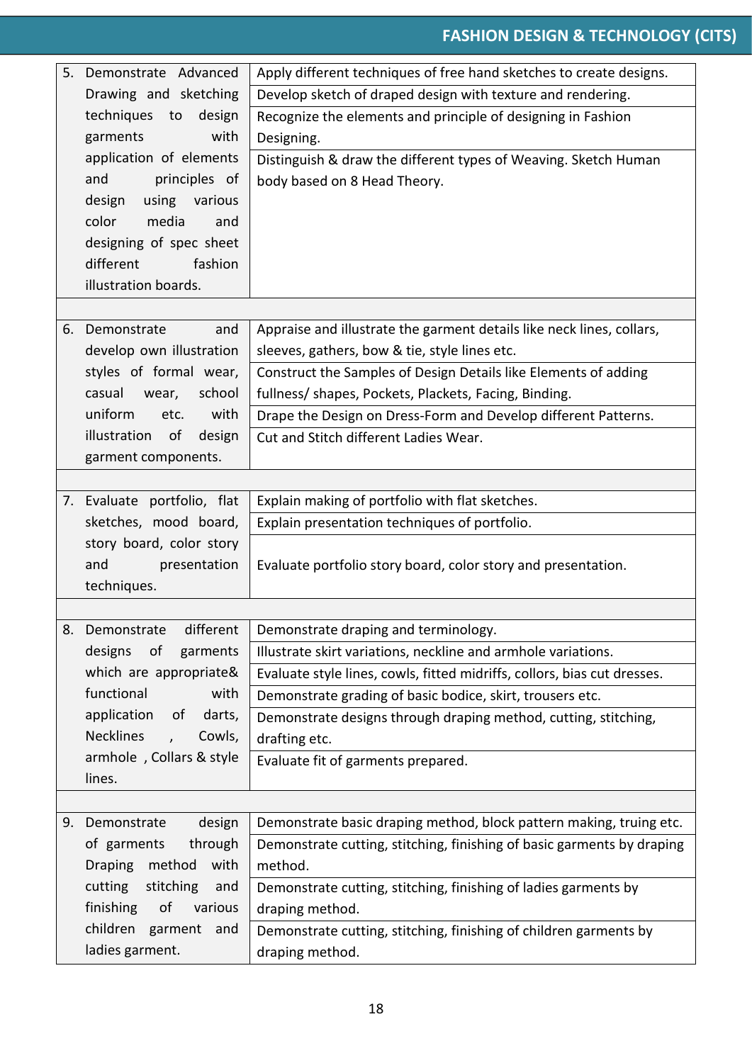| | |
|---|---|
| 5. Demonstrate Advanced Drawing and sketching techniques to design garments with application of elements and principles of design using various color media and designing of spec sheet different fashion illustration boards. | Apply different techniques of free hand sketches to create designs. |
| | Develop sketch of draped design with texture and rendering. |
| | Recognize the elements and principle of designing in Fashion Designing. |
| | Distinguish & draw the different types of Weaving. Sketch Human body based on 8 Head Theory. |
| | |
| 6. Demonstrate and develop own illustration styles of formal wear, casual wear, school uniform etc. with illustration of design garment components. | Appraise and illustrate the garment details like neck lines, collars, sleeves, gathers, bow & tie, style lines etc. |
| | Construct the Samples of Design Details like Elements of adding fullness/ shapes, Pockets, Plackets, Facing, Binding. |
| | Drape the Design on Dress-Form and Develop different Patterns. |
| | Cut and Stitch different Ladies Wear. |
| | |
| 7. Evaluate portfolio, flat sketches, mood board, story board, color story and presentation techniques. | Explain making of portfolio with flat sketches. |
| | Explain presentation techniques of portfolio. |
| | Evaluate portfolio story board, color story and presentation. |
| | |
| 8. Demonstrate different designs of garments which are appropriate& functional with application of darts, Necklines , Cowls, armhole , Collars & style lines. | Demonstrate draping and terminology. |
| | Illustrate skirt variations, neckline and armhole variations. |
| | Evaluate style lines, cowls, fitted midriffs, collors, bias cut dresses. |
| | Demonstrate grading of basic bodice, skirt, trousers etc. |
| | Demonstrate designs through draping method, cutting, stitching, drafting etc. |
| | Evaluate fit of garments prepared. |
| | |
| 9. Demonstrate design of garments through Draping method with cutting stitching and finishing of various children garment and ladies garment. | Demonstrate basic draping method, block pattern making, truing etc. |
| | Demonstrate cutting, stitching, finishing of basic garments by draping method. |
| | Demonstrate cutting, stitching, finishing of ladies garments by draping method. |
| | Demonstrate cutting, stitching, finishing of children garments by draping method. |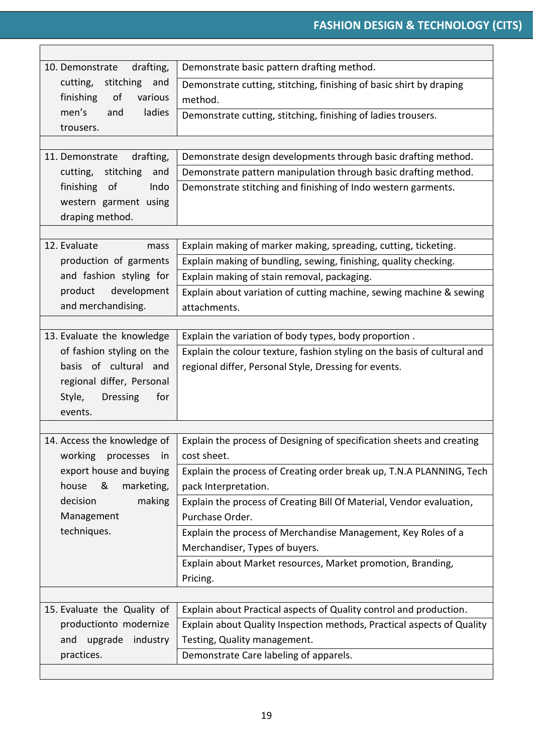| | |
|---|---|
| 10. Demonstrate drafting, cutting, stitching and finishing of various men's and ladies trousers. | Demonstrate basic pattern drafting method. |
| | Demonstrate cutting, stitching, finishing of basic shirt by draping method. |
| | Demonstrate cutting, stitching, finishing of ladies trousers. |
| | |
| 11. Demonstrate drafting, cutting, stitching and finishing of Indo western garment using draping method. | Demonstrate design developments through basic drafting method. |
| | Demonstrate pattern manipulation through basic drafting method. |
| | Demonstrate stitching and finishing of Indo western garments. |
| | |
| 12. Evaluate mass production of garments and fashion styling for product development and merchandising. | Explain making of marker making, spreading, cutting, ticketing. |
| | Explain making of bundling, sewing, finishing, quality checking. |
| | Explain making of stain removal, packaging. |
| | Explain about variation of cutting machine, sewing machine & sewing attachments. |
| | |
| 13. Evaluate the knowledge of fashion styling on the basis of cultural and regional differ, Personal Style, Dressing for events. | Explain the variation of body types, body proportion . |
| | Explain the colour texture, fashion styling on the basis of cultural and regional differ, Personal Style, Dressing for events. |
| | |
| 14. Access the knowledge of working processes in export house and buying house & marketing, decision making Management techniques. | Explain the process of Designing of specification sheets and creating cost sheet. |
| | Explain the process of Creating order break up, T.N.A PLANNING, Tech pack Interpretation. |
| | Explain the process of Creating Bill Of Material, Vendor evaluation, Purchase Order. |
| | Explain the process of Merchandise Management, Key Roles of a Merchandiser, Types of buyers. |
| | Explain about Market resources, Market promotion, Branding, Pricing. |
| | |
| 15. Evaluate the Quality of productionto modernize and upgrade industry practices. | Explain about Practical aspects of Quality control and production. |
| | Explain about Quality Inspection methods, Practical aspects of Quality Testing, Quality management. |
| | Demonstrate Care labeling of apparels. |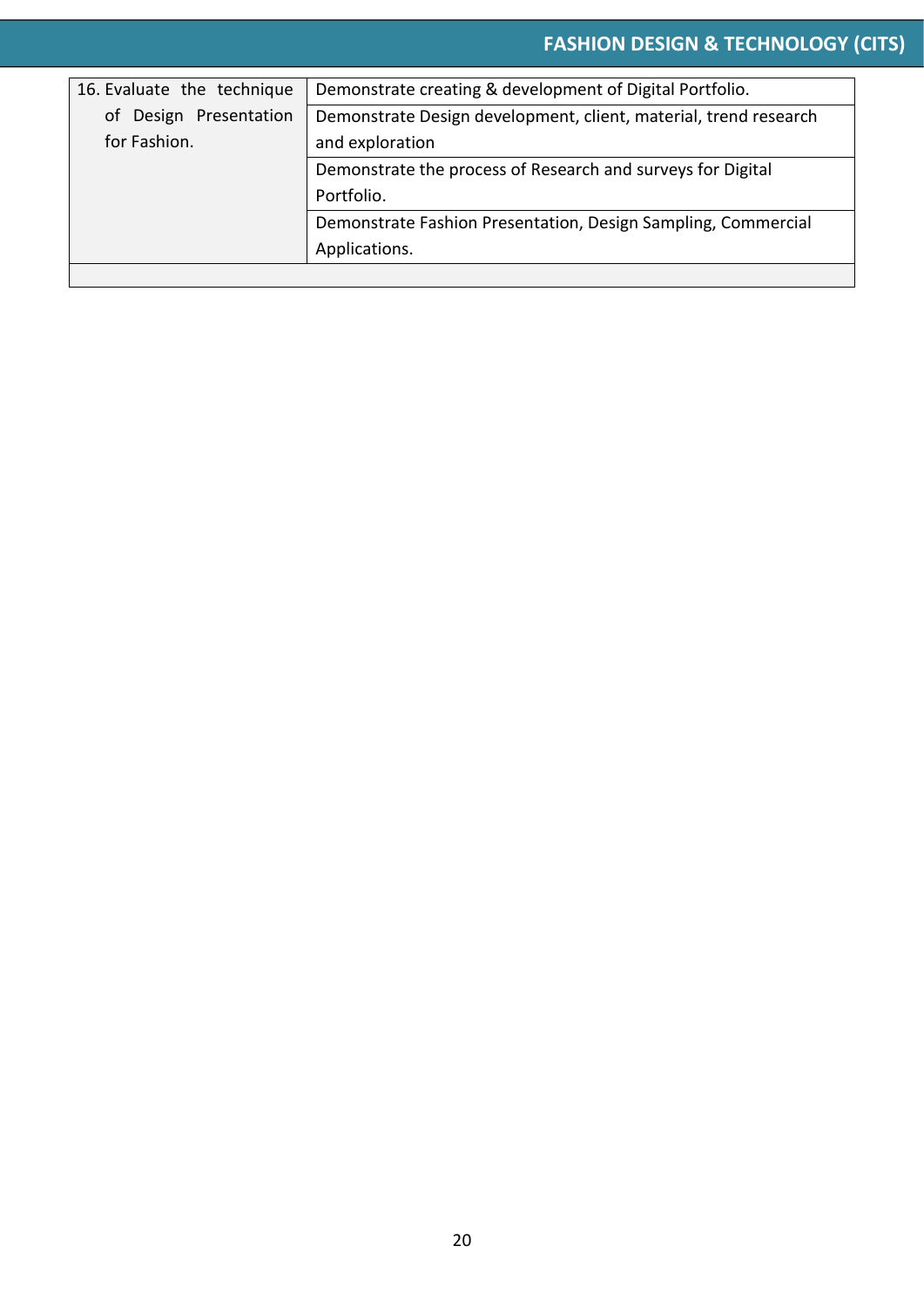| | |
|---|---|
| 16. Evaluate the technique of Design Presentation for Fashion. | Demonstrate creating & development of Digital Portfolio. |
| | Demonstrate Design development, client, material, trend research and exploration |
| | Demonstrate the process of Research and surveys for Digital Portfolio. |
| | Demonstrate Fashion Presentation, Design Sampling, Commercial Applications. |
| | |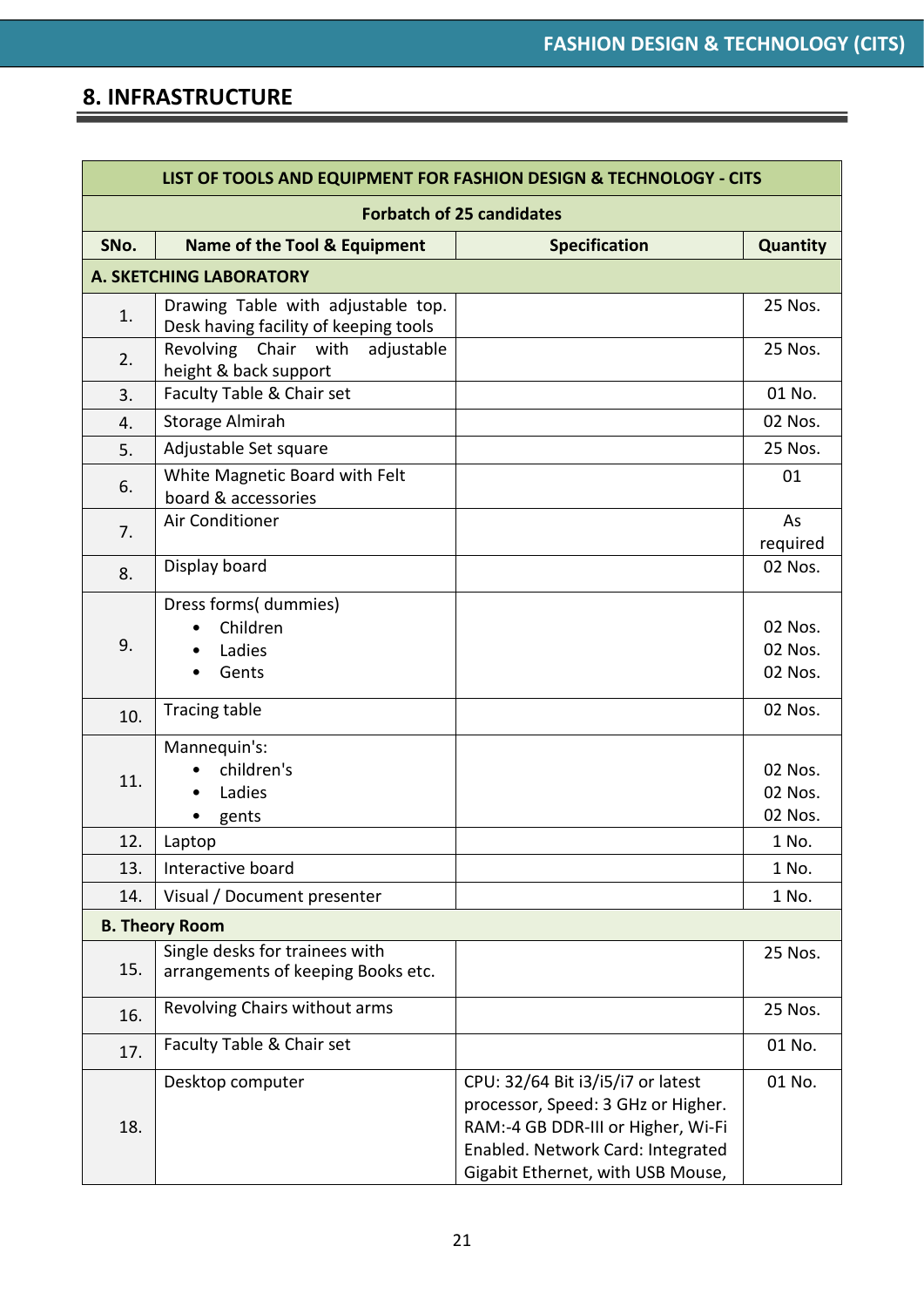## 8. INFRASTRUCTURE

| LIST OF TOOLS AND EQUIPMENT FOR FASHION DESIGN & TECHNOLOGY - CITS | | | |
|---|---|---|---|
| Forbatch of 25 candidates | | | |
| SNo. | Name of the Tool & Equipment | Specification | Quantity |
| **A. SKETCHING LABORATORY** | | | |
| 1. | Drawing Table with adjustable top. Desk having facility of keeping tools | | 25 Nos. |
| 2. | Revolving Chair with adjustable height & back support | | 25 Nos. |
| 3. | Faculty Table & Chair set | | 01 No. |
| 4. | Storage Almirah | | 02 Nos. |
| 5. | Adjustable Set square | | 25 Nos. |
| 6. | White Magnetic Board with Felt board & accessories | | 01 |
| 7. | Air Conditioner | | As required |
| 8. | Display board | | 02 Nos. |
| 9. | Dress forms( dummies)<br>• Children<br>• Ladies<br>• Gents | | <br>02 Nos.<br>02 Nos.<br>02 Nos. |
| 10. | Tracing table | | 02 Nos. |
| 11. | Mannequin's:<br>• children's<br>• Ladies<br>• gents | | <br>02 Nos.<br>02 Nos.<br>02 Nos. |
| 12. | Laptop | | 1 No. |
| 13. | Interactive board | | 1 No. |
| 14. | Visual / Document presenter | | 1 No. |
| **B. Theory Room** | | | |
| 15. | Single desks for trainees with arrangements of keeping Books etc. | | 25 Nos. |
| 16. | Revolving Chairs without arms | | 25 Nos. |
| 17. | Faculty Table & Chair set | | 01 No. |
| 18. | Desktop computer | CPU: 32/64 Bit i3/i5/i7 or latest processor, Speed: 3 GHz or Higher. RAM:-4 GB DDR-III or Higher, Wi-Fi Enabled. Network Card: Integrated Gigabit Ethernet, with USB Mouse, | 01 No. |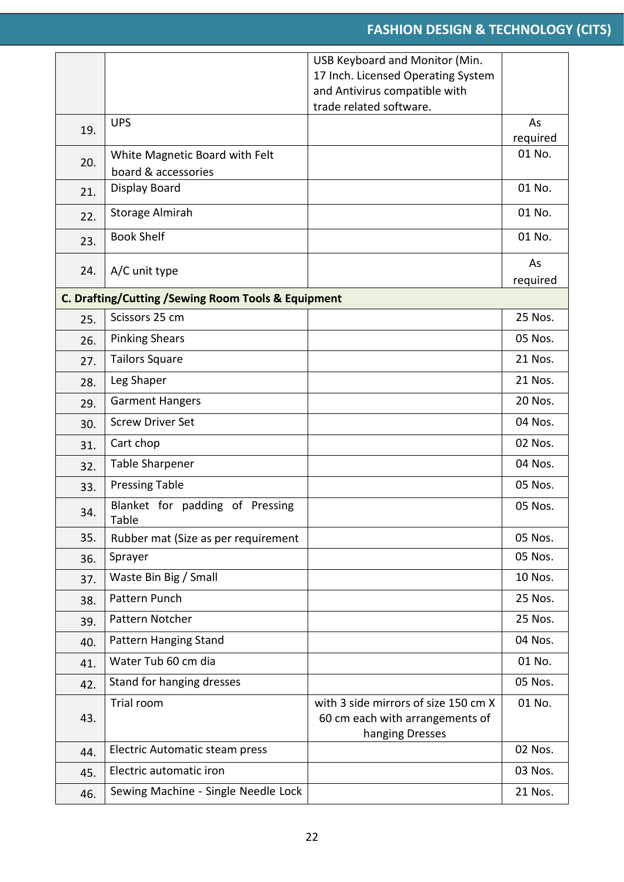| | | | |
|---|---|---|---|
| | | USB Keyboard and Monitor (Min. 17 Inch. Licensed Operating System and Antivirus compatible with trade related software. | |
| 19. | UPS | | As required |
| 20. | White Magnetic Board with Felt board & accessories | | 01 No. |
| 21. | Display Board | | 01 No. |
| 22. | Storage Almirah | | 01 No. |
| 23. | Book Shelf | | 01 No. |
| 24. | A/C unit type | | As required |
| **C. Drafting/Cutting /Sewing Room Tools & Equipment** | | | |
| 25. | Scissors 25 cm | | 25 Nos. |
| 26. | Pinking Shears | | 05 Nos. |
| 27. | Tailors Square | | 21 Nos. |
| 28. | Leg Shaper | | 21 Nos. |
| 29. | Garment Hangers | | 20 Nos. |
| 30. | Screw Driver Set | | 04 Nos. |
| 31. | Cart chop | | 02 Nos. |
| 32. | Table Sharpener | | 04 Nos. |
| 33. | Pressing Table | | 05 Nos. |
| 34. | Blanket for padding of Pressing Table | | 05 Nos. |
| 35. | Rubber mat (Size as per requirement | | 05 Nos. |
| 36. | Sprayer | | 05 Nos. |
| 37. | Waste Bin Big / Small | | 10 Nos. |
| 38. | Pattern Punch | | 25 Nos. |
| 39. | Pattern Notcher | | 25 Nos. |
| 40. | Pattern Hanging Stand | | 04 Nos. |
| 41. | Water Tub 60 cm dia | | 01 No. |
| 42. | Stand for hanging dresses | | 05 Nos. |
| 43. | Trial room | with 3 side mirrors of size 150 cm X 60 cm each with arrangements of hanging Dresses | 01 No. |
| 44. | Electric Automatic steam press | | 02 Nos. |
| 45. | Electric automatic iron | | 03 Nos. |
| 46. | Sewing Machine - Single Needle Lock | | 21 Nos. |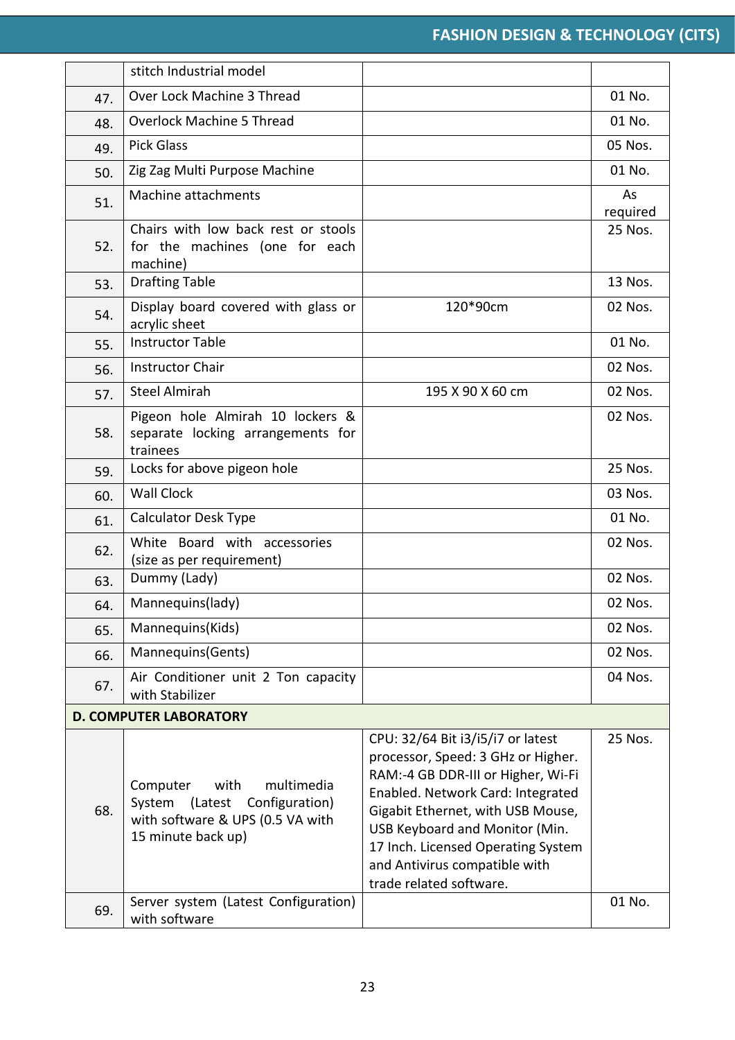| | | | |
|---|---|---|---|
| | stitch Industrial model | | |
| 47. | Over Lock Machine 3 Thread | | 01 No. |
| 48. | Overlock Machine 5 Thread | | 01 No. |
| 49. | Pick Glass | | 05 Nos. |
| 50. | Zig Zag Multi Purpose Machine | | 01 No. |
| 51. | Machine attachments | | As required |
| 52. | Chairs with low back rest or stools for the machines (one for each machine) | | 25 Nos. |
| 53. | Drafting Table | | 13 Nos. |
| 54. | Display board covered with glass or acrylic sheet | 120*90cm | 02 Nos. |
| 55. | Instructor Table | | 01 No. |
| 56. | Instructor Chair | | 02 Nos. |
| 57. | Steel Almirah | 195 X 90 X 60 cm | 02 Nos. |
| 58. | Pigeon hole Almirah 10 lockers & separate locking arrangements for trainees | | 02 Nos. |
| 59. | Locks for above pigeon hole | | 25 Nos. |
| 60. | Wall Clock | | 03 Nos. |
| 61. | Calculator Desk Type | | 01 No. |
| 62. | White Board with accessories (size as per requirement) | | 02 Nos. |
| 63. | Dummy (Lady) | | 02 Nos. |
| 64. | Mannequins(lady) | | 02 Nos. |
| 65. | Mannequins(Kids) | | 02 Nos. |
| 66. | Mannequins(Gents) | | 02 Nos. |
| 67. | Air Conditioner unit 2 Ton capacity with Stabilizer | | 04 Nos. |
| **D. COMPUTER LABORATORY** | | | |
| 68. | Computer with multimedia System (Latest Configuration) with software & UPS (0.5 VA with 15 minute back up) | CPU: 32/64 Bit i3/i5/i7 or latest processor, Speed: 3 GHz or Higher. RAM:-4 GB DDR-III or Higher, Wi-Fi Enabled. Network Card: Integrated Gigabit Ethernet, with USB Mouse, USB Keyboard and Monitor (Min. 17 Inch. Licensed Operating System and Antivirus compatible with trade related software. | 25 Nos. |
| 69. | Server system (Latest Configuration) with software | | 01 No. |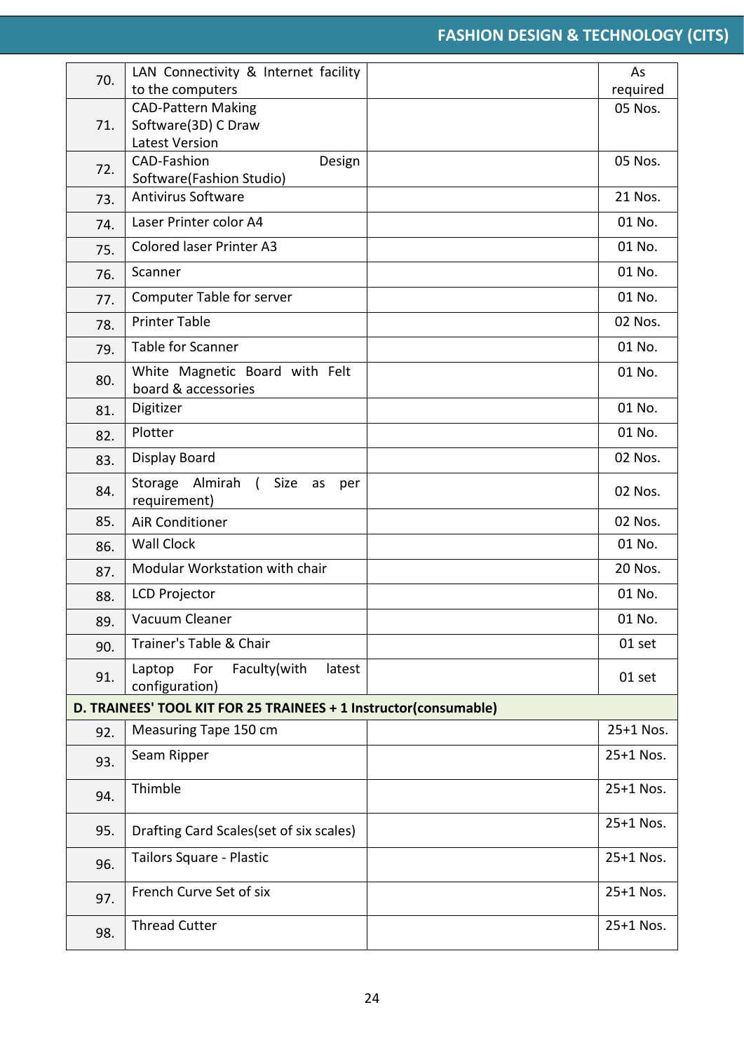| | | | |
|---|---|---|---|
| 70. | LAN Connectivity & Internet facility to the computers | | As required |
| 71. | CAD-Pattern Making Software(3D) C Draw Latest Version | | 05 Nos. |
| 72. | CAD-Fashion Design Software(Fashion Studio) | | 05 Nos. |
| 73. | Antivirus Software | | 21 Nos. |
| 74. | Laser Printer color A4 | | 01 No. |
| 75. | Colored laser Printer A3 | | 01 No. |
| 76. | Scanner | | 01 No. |
| 77. | Computer Table for server | | 01 No. |
| 78. | Printer Table | | 02 Nos. |
| 79. | Table for Scanner | | 01 No. |
| 80. | White Magnetic Board with Felt board & accessories | | 01 No. |
| 81. | Digitizer | | 01 No. |
| 82. | Plotter | | 01 No. |
| 83. | Display Board | | 02 Nos. |
| 84. | Storage Almirah ( Size as per requirement) | | 02 Nos. |
| 85. | AiR Conditioner | | 02 Nos. |
| 86. | Wall Clock | | 01 No. |
| 87. | Modular Workstation with chair | | 20 Nos. |
| 88. | LCD Projector | | 01 No. |
| 89. | Vacuum Cleaner | | 01 No. |
| 90. | Trainer's Table & Chair | | 01 set |
| 91. | Laptop For Faculty(with latest configuration) | | 01 set |
| **D. TRAINEES' TOOL KIT FOR 25 TRAINEES + 1 Instructor(consumable)** | | | |
| 92. | Measuring Tape 150 cm | | 25+1 Nos. |
| 93. | Seam Ripper | | 25+1 Nos. |
| 94. | Thimble | | 25+1 Nos. |
| 95. | Drafting Card Scales(set of six scales) | | 25+1 Nos. |
| 96. | Tailors Square - Plastic | | 25+1 Nos. |
| 97. | French Curve Set of six | | 25+1 Nos. |
| 98. | Thread Cutter | | 25+1 Nos. |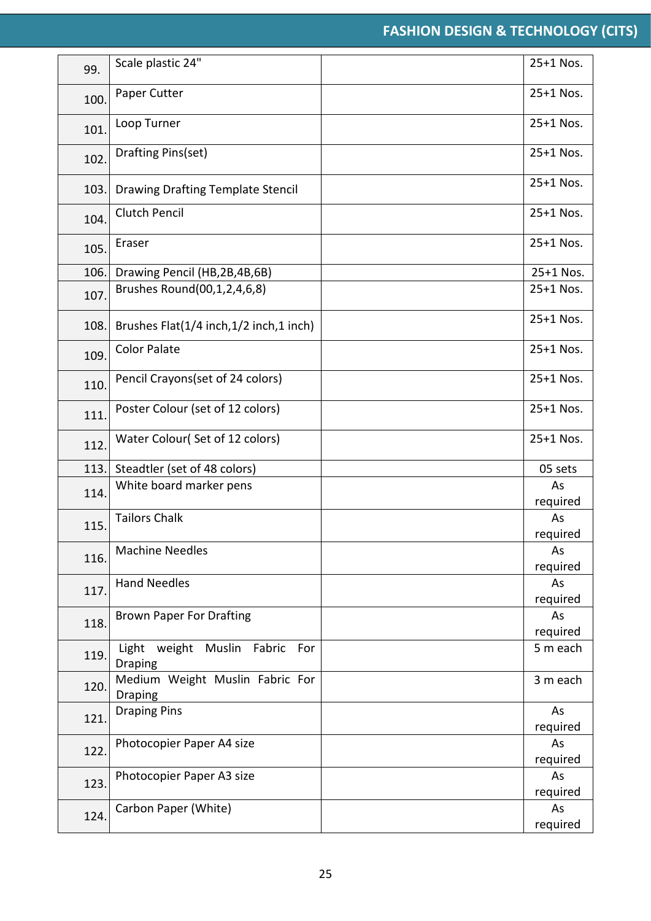| | | | |
|---|---|---|---|
| 99. | Scale plastic 24" | | 25+1 Nos. |
| 100. | Paper Cutter | | 25+1 Nos. |
| 101. | Loop Turner | | 25+1 Nos. |
| 102. | Drafting Pins(set) | | 25+1 Nos. |
| 103. | Drawing Drafting Template Stencil | | 25+1 Nos. |
| 104. | Clutch Pencil | | 25+1 Nos. |
| 105. | Eraser | | 25+1 Nos. |
| 106. | Drawing Pencil (HB,2B,4B,6B) | | 25+1 Nos. |
| 107. | Brushes Round(00,1,2,4,6,8) | | 25+1 Nos. |
| 108. | Brushes Flat(1/4 inch,1/2 inch,1 inch) | | 25+1 Nos. |
| 109. | Color Palate | | 25+1 Nos. |
| 110. | Pencil Crayons(set of 24 colors) | | 25+1 Nos. |
| 111. | Poster Colour (set of 12 colors) | | 25+1 Nos. |
| 112. | Water Colour( Set of 12 colors) | | 25+1 Nos. |
| 113. | Steadtler (set of 48 colors) | | 05 sets |
| 114. | White board marker pens | | As required |
| 115. | Tailors Chalk | | As required |
| 116. | Machine Needles | | As required |
| 117. | Hand Needles | | As required |
| 118. | Brown Paper For Drafting | | As required |
| 119. | Light weight Muslin Fabric For Draping | | 5 m each |
| 120. | Medium Weight Muslin Fabric For Draping | | 3 m each |
| 121. | Draping Pins | | As required |
| 122. | Photocopier Paper A4 size | | As required |
| 123. | Photocopier Paper A3 size | | As required |
| 124. | Carbon Paper (White) | | As required |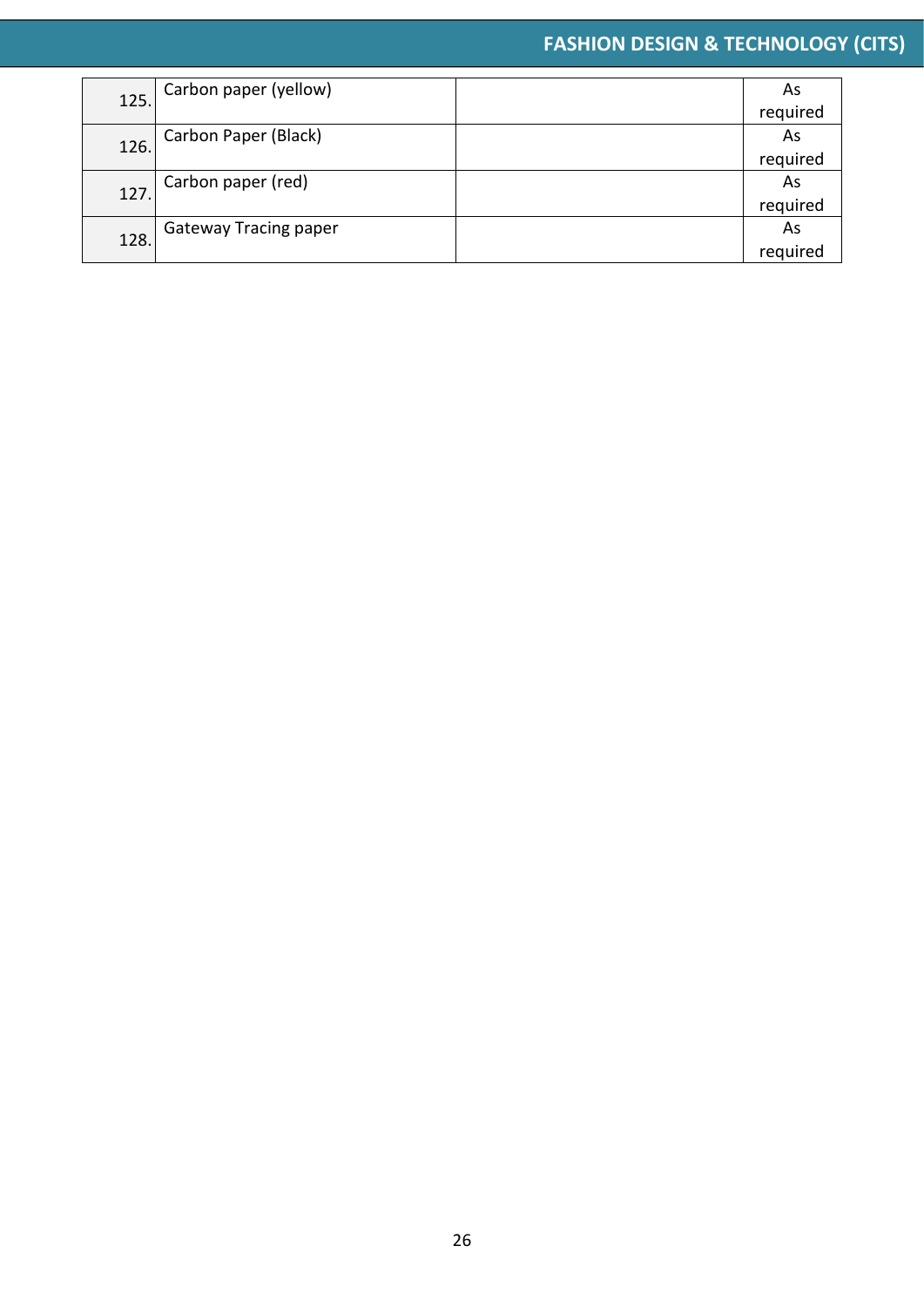| | | | |
|---|---|---|---|
| 125. | Carbon paper (yellow) | | As required |
| 126. | Carbon Paper (Black) | | As required |
| 127. | Carbon paper (red) | | As required |
| 128. | Gateway Tracing paper | | As required |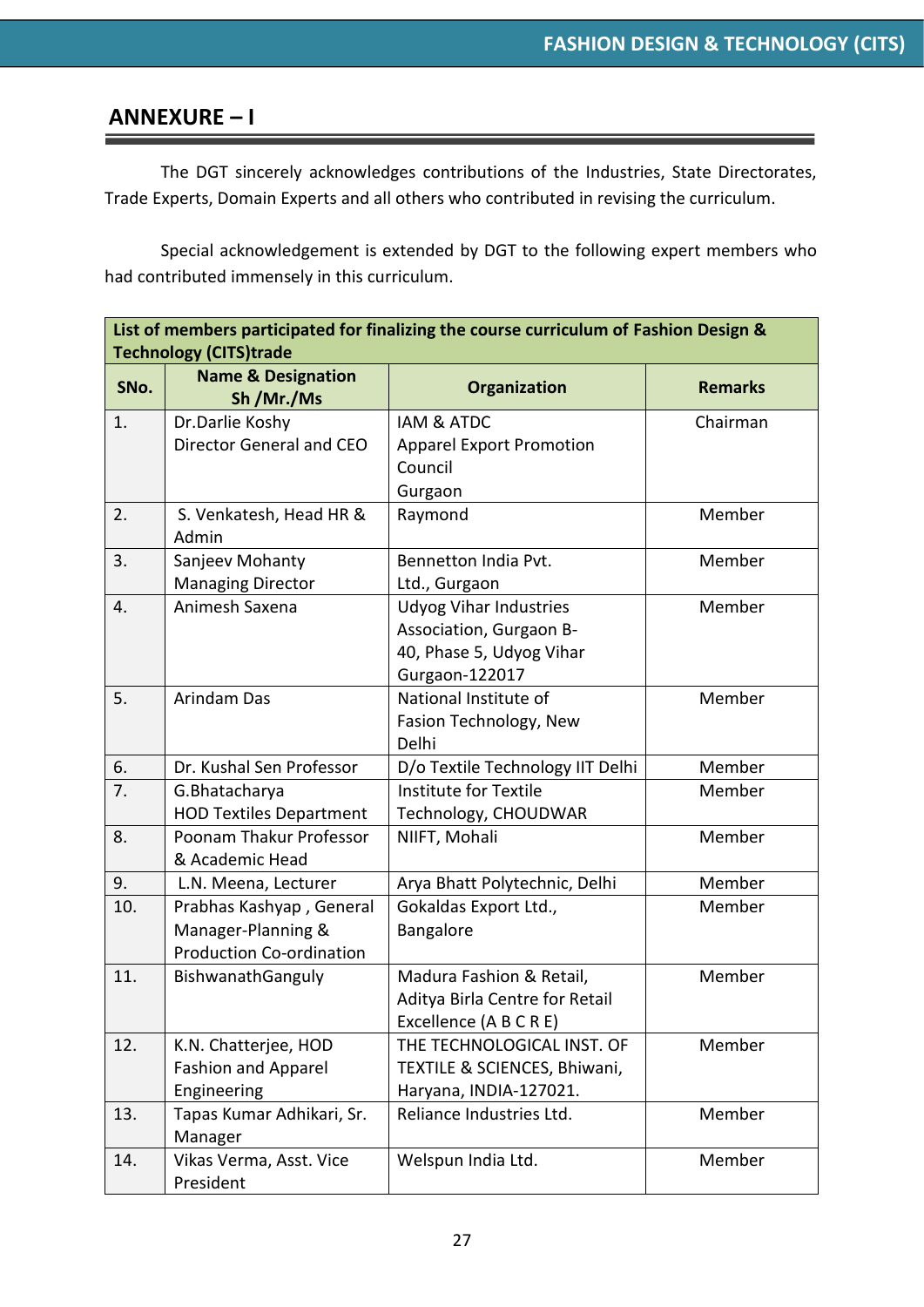## ANNEXURE – I

The DGT sincerely acknowledges contributions of the Industries, State Directorates, Trade Experts, Domain Experts and all others who contributed in revising the curriculum.

Special acknowledgement is extended by DGT to the following expert members who had contributed immensely in this curriculum.

| List of members participated for finalizing the course curriculum of Fashion Design & Technology (CITS)trade | | | |
|---|---|---|---|
| **SNo.** | **Name & Designation Sh /Mr./Ms** | **Organization** | **Remarks** |
| 1. | Dr.Darlie Koshy Director General and CEO | IAM & ATDC Apparel Export Promotion Council Gurgaon | Chairman |
| 2. | S. Venkatesh, Head HR & Admin | Raymond | Member |
| 3. | Sanjeev Mohanty Managing Director | Bennetton India Pvt. Ltd., Gurgaon | Member |
| 4. | Animesh Saxena | Udyog Vihar Industries Association, Gurgaon B-40, Phase 5, Udyog Vihar Gurgaon-122017 | Member |
| 5. | Arindam Das | National Institute of Fasion Technology, New Delhi | Member |
| 6. | Dr. Kushal Sen Professor | D/o Textile Technology IIT Delhi | Member |
| 7. | G.Bhatacharya HOD Textiles Department | Institute for Textile Technology, CHOUDWAR | Member |
| 8. | Poonam Thakur Professor & Academic Head | NIIFT, Mohali | Member |
| 9. | L.N. Meena, Lecturer | Arya Bhatt Polytechnic, Delhi | Member |
| 10. | Prabhas Kashyap , General Manager-Planning & Production Co-ordination | Gokaldas Export Ltd., Bangalore | Member |
| 11. | BishwanathGanguly | Madura Fashion & Retail, Aditya Birla Centre for Retail Excellence (A B C R E) | Member |
| 12. | K.N. Chatterjee, HOD Fashion and Apparel Engineering | THE TECHNOLOGICAL INST. OF TEXTILE & SCIENCES, Bhiwani, Haryana, INDIA-127021. | Member |
| 13. | Tapas Kumar Adhikari, Sr. Manager | Reliance Industries Ltd. | Member |
| 14. | Vikas Verma, Asst. Vice President | Welspun India Ltd. | Member |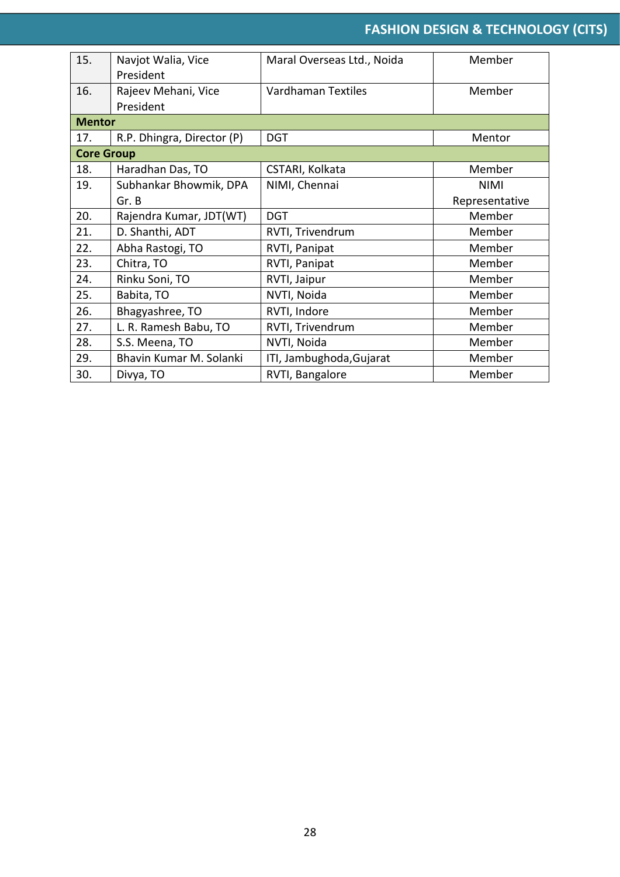| | | | |
|---|---|---|---|
| 15. | Navjot Walia, Vice President | Maral Overseas Ltd., Noida | Member |
| 16. | Rajeev Mehani, Vice President | Vardhaman Textiles | Member |
| **Mentor** | | | |
| 17. | R.P. Dhingra, Director (P) | DGT | Mentor |
| **Core Group** | | | |
| 18. | Haradhan Das, TO | CSTARI, Kolkata | Member |
| 19. | Subhankar Bhowmik, DPA Gr. B | NIMI, Chennai | NIMI Representative |
| 20. | Rajendra Kumar, JDT(WT) | DGT | Member |
| 21. | D. Shanthi, ADT | RVTI, Trivendrum | Member |
| 22. | Abha Rastogi, TO | RVTI, Panipat | Member |
| 23. | Chitra, TO | RVTI, Panipat | Member |
| 24. | Rinku Soni, TO | RVTI, Jaipur | Member |
| 25. | Babita, TO | NVTI, Noida | Member |
| 26. | Bhagyashree, TO | RVTI, Indore | Member |
| 27. | L. R. Ramesh Babu, TO | RVTI, Trivendrum | Member |
| 28. | S.S. Meena, TO | NVTI, Noida | Member |
| 29. | Bhavin Kumar M. Solanki | ITI, Jambughoda,Gujarat | Member |
| 30. | Divya, TO | RVTI, Bangalore | Member |